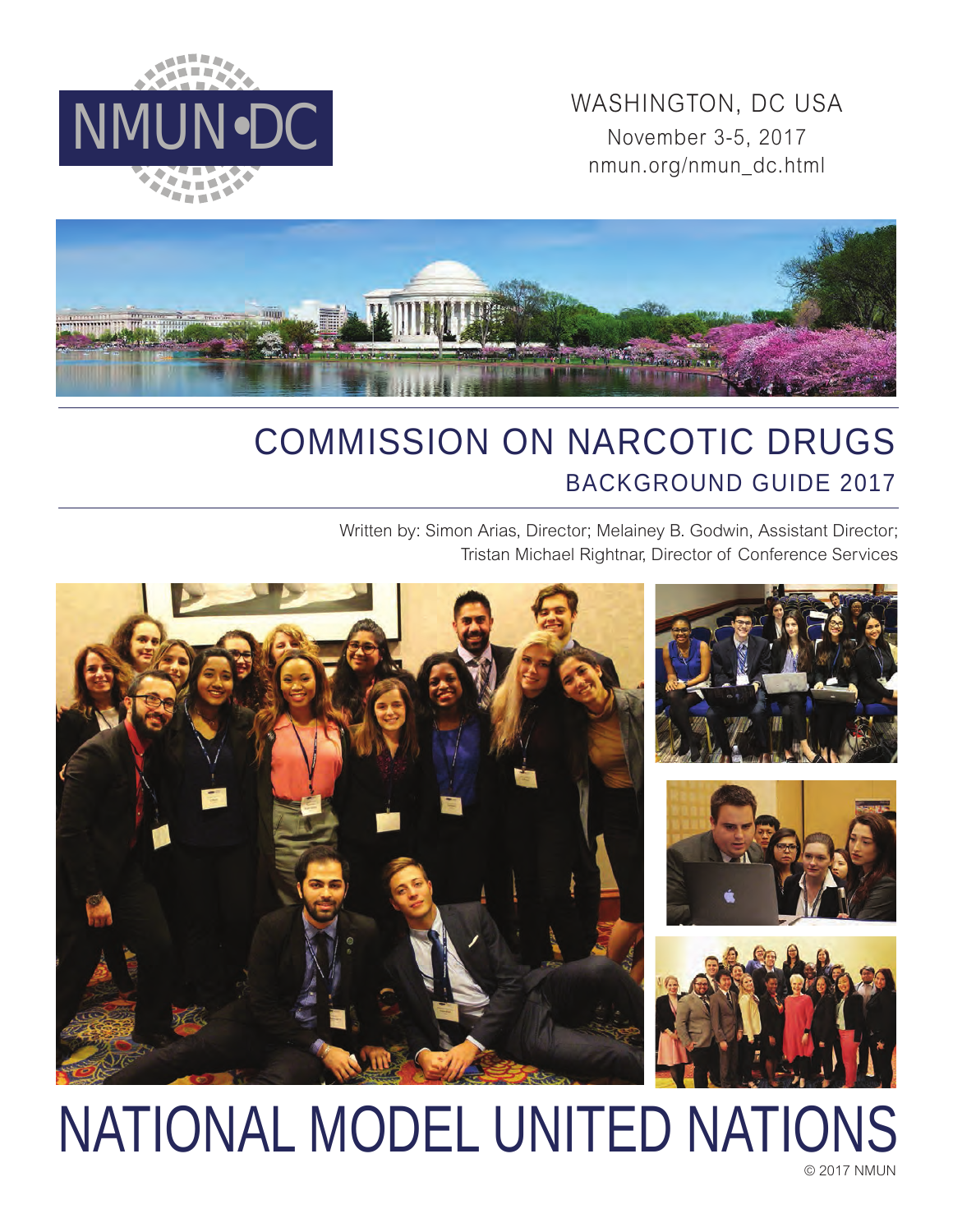NMUN•DC

WASHINGTON, DC USA
November 3-5, 2017
nmun.org/nmun_dc.html

# COMMISSION ON NARCOTIC DRUGS

## BACKGROUND GUIDE 2017

Written by: Simon Arias, Director; Melainey B. Godwin, Assistant Director; Tristan Michael Rightnar, Director of Conference Services

# NATIONAL MODEL UNITED NATIONS

© 2017 NMUN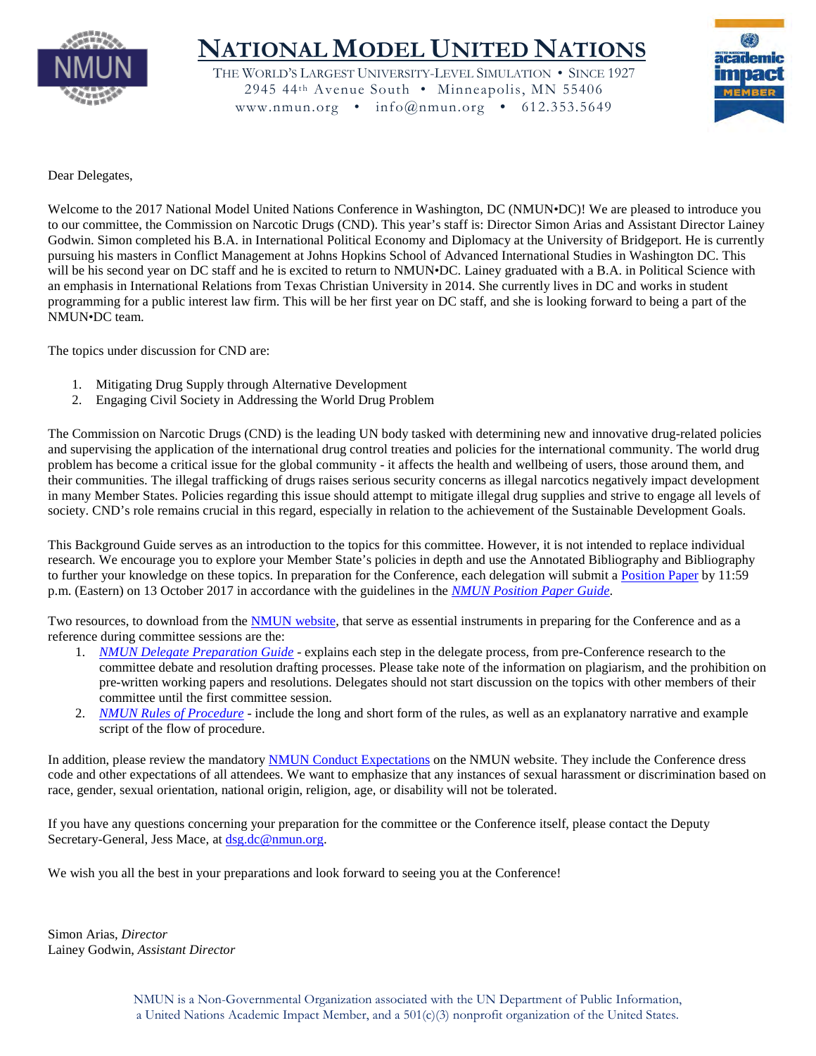# NATIONAL MODEL UNITED NATIONS

THE WORLD'S LARGEST UNIVERSITY-LEVEL SIMULATION • SINCE 1927
2945 44th Avenue South • Minneapolis, MN 55406
www.nmun.org • info@nmun.org • 612.353.5649

Dear Delegates,

Welcome to the 2017 National Model United Nations Conference in Washington, DC (NMUN•DC)! We are pleased to introduce you to our committee, the Commission on Narcotic Drugs (CND). This year's staff is: Director Simon Arias and Assistant Director Lainey Godwin. Simon completed his B.A. in International Political Economy and Diplomacy at the University of Bridgeport. He is currently pursuing his masters in Conflict Management at Johns Hopkins School of Advanced International Studies in Washington DC. This will be his second year on DC staff and he is excited to return to NMUN•DC. Lainey graduated with a B.A. in Political Science with an emphasis in International Relations from Texas Christian University in 2014. She currently lives in DC and works in student programming for a public interest law firm. This will be her first year on DC staff, and she is looking forward to being a part of the NMUN•DC team.

The topics under discussion for CND are:

1. Mitigating Drug Supply through Alternative Development
2. Engaging Civil Society in Addressing the World Drug Problem

The Commission on Narcotic Drugs (CND) is the leading UN body tasked with determining new and innovative drug-related policies and supervising the application of the international drug control treaties and policies for the international community. The world drug problem has become a critical issue for the global community - it affects the health and wellbeing of users, those around them, and their communities. The illegal trafficking of drugs raises serious security concerns as illegal narcotics negatively impact development in many Member States. Policies regarding this issue should attempt to mitigate illegal drug supplies and strive to engage all levels of society. CND's role remains crucial in this regard, especially in relation to the achievement of the Sustainable Development Goals.

This Background Guide serves as an introduction to the topics for this committee. However, it is not intended to replace individual research. We encourage you to explore your Member State's policies in depth and use the Annotated Bibliography and Bibliography to further your knowledge on these topics. In preparation for the Conference, each delegation will submit a Position Paper by 11:59 p.m. (Eastern) on 13 October 2017 in accordance with the guidelines in the *NMUN Position Paper Guide*.

Two resources, to download from the NMUN website, that serve as essential instruments in preparing for the Conference and as a reference during committee sessions are the:

1. *NMUN Delegate Preparation Guide* - explains each step in the delegate process, from pre-Conference research to the committee debate and resolution drafting processes. Please take note of the information on plagiarism, and the prohibition on pre-written working papers and resolutions. Delegates should not start discussion on the topics with other members of their committee until the first committee session.
2. *NMUN Rules of Procedure* - include the long and short form of the rules, as well as an explanatory narrative and example script of the flow of procedure.

In addition, please review the mandatory NMUN Conduct Expectations on the NMUN website. They include the Conference dress code and other expectations of all attendees. We want to emphasize that any instances of sexual harassment or discrimination based on race, gender, sexual orientation, national origin, religion, age, or disability will not be tolerated.

If you have any questions concerning your preparation for the committee or the Conference itself, please contact the Deputy Secretary-General, Jess Mace, at dsg.dc@nmun.org.

We wish you all the best in your preparations and look forward to seeing you at the Conference!

Simon Arias, *Director*
Lainey Godwin, *Assistant Director*

NMUN is a Non-Governmental Organization associated with the UN Department of Public Information, a United Nations Academic Impact Member, and a 501(c)(3) nonprofit organization of the United States.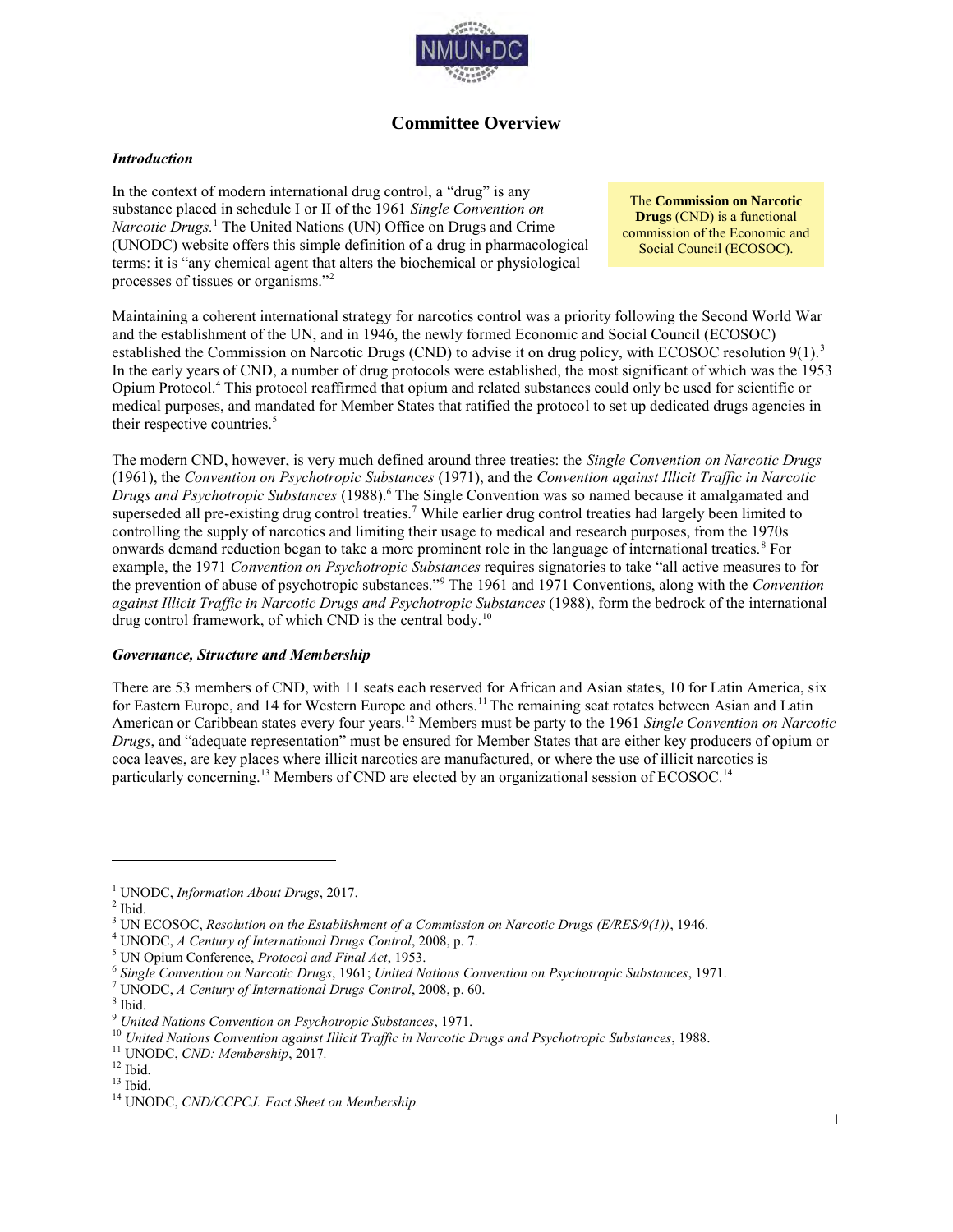# Committee Overview

> The **Commission on Narcotic Drugs** (CND) is a functional commission of the Economic and Social Council (ECOSOC).

### *Introduction*

In the context of modern international drug control, a "drug" is any substance placed in schedule I or II of the 1961 *Single Convention on Narcotic Drugs*.[1] The United Nations (UN) Office on Drugs and Crime (UNODC) website offers this simple definition of a drug in pharmacological terms: it is "any chemical agent that alters the biochemical or physiological processes of tissues or organisms."[2]

Maintaining a coherent international strategy for narcotics control was a priority following the Second World War and the establishment of the UN, and in 1946, the newly formed Economic and Social Council (ECOSOC) established the Commission on Narcotic Drugs (CND) to advise it on drug policy, with ECOSOC resolution 9(1).[3] In the early years of CND, a number of drug protocols were established, the most significant of which was the 1953 Opium Protocol.[4] This protocol reaffirmed that opium and related substances could only be used for scientific or medical purposes, and mandated for Member States that ratified the protocol to set up dedicated drugs agencies in their respective countries.[5]

The modern CND, however, is very much defined around three treaties: the *Single Convention on Narcotic Drugs* (1961), the *Convention on Psychotropic Substances* (1971), and the *Convention against Illicit Traffic in Narcotic Drugs and Psychotropic Substances* (1988).[6] The Single Convention was so named because it amalgamated and superseded all pre-existing drug control treaties.[7] While earlier drug control treaties had largely been limited to controlling the supply of narcotics and limiting their usage to medical and research purposes, from the 1970s onwards demand reduction began to take a more prominent role in the language of international treaties.[8] For example, the 1971 *Convention on Psychotropic Substances* requires signatories to take "all active measures to for the prevention of abuse of psychotropic substances."[9] The 1961 and 1971 Conventions, along with the *Convention against Illicit Traffic in Narcotic Drugs and Psychotropic Substances* (1988), form the bedrock of the international drug control framework, of which CND is the central body.[10]

### *Governance, Structure and Membership*

There are 53 members of CND, with 11 seats each reserved for African and Asian states, 10 for Latin America, six for Eastern Europe, and 14 for Western Europe and others.[11] The remaining seat rotates between Asian and Latin American or Caribbean states every four years.[12] Members must be party to the 1961 *Single Convention on Narcotic Drugs*, and "adequate representation" must be ensured for Member States that are either key producers of opium or coca leaves, are key places where illicit narcotics are manufactured, or where the use of illicit narcotics is particularly concerning.[13] Members of CND are elected by an organizational session of ECOSOC.[14]

---

[1] UNODC, *Information About Drugs*, 2017.
[2] Ibid.
[3] UN ECOSOC, *Resolution on the Establishment of a Commission on Narcotic Drugs (E/RES/9(1))*, 1946.
[4] UNODC, *A Century of International Drugs Control*, 2008, p. 7.
[5] UN Opium Conference, *Protocol and Final Act*, 1953.
[6] *Single Convention on Narcotic Drugs*, 1961; *United Nations Convention on Psychotropic Substances*, 1971.
[7] UNODC, *A Century of International Drugs Control*, 2008, p. 60.
[8] Ibid.
[9] *United Nations Convention on Psychotropic Substances*, 1971.
[10] *United Nations Convention against Illicit Traffic in Narcotic Drugs and Psychotropic Substances*, 1988.
[11] UNODC, *CND: Membership*, 2017.
[12] Ibid.
[13] Ibid.
[14] UNODC, *CND/CCPCJ: Fact Sheet on Membership.*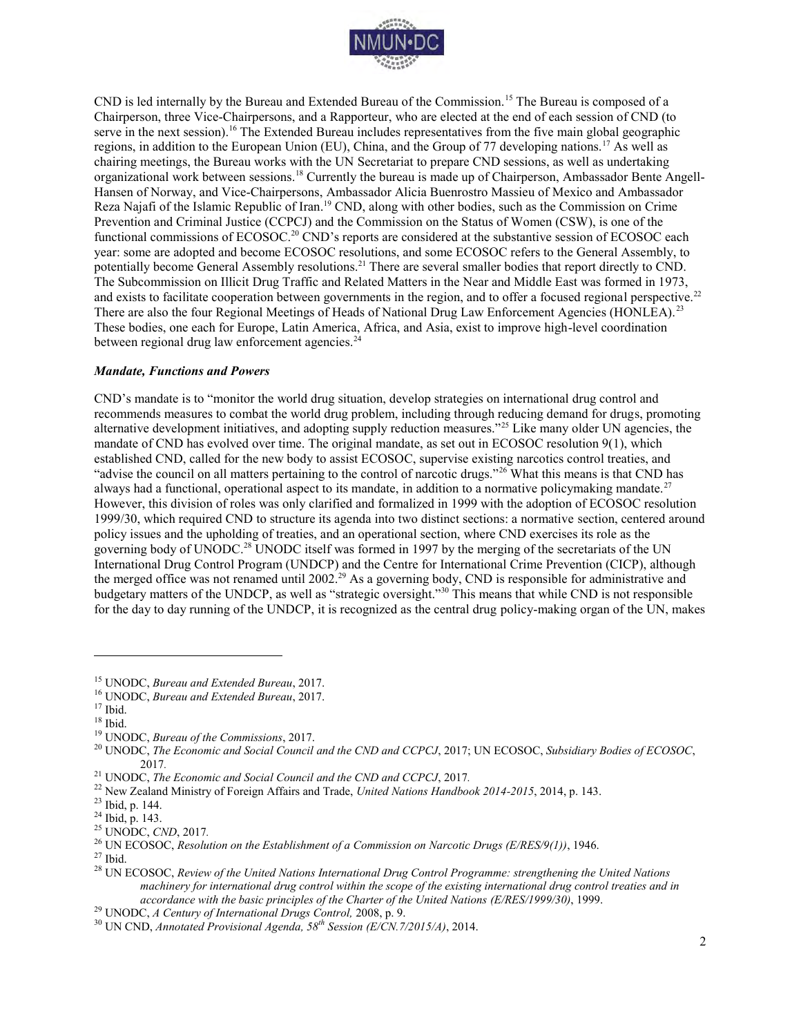CND is led internally by the Bureau and Extended Bureau of the Commission.[15] The Bureau is composed of a Chairperson, three Vice-Chairpersons, and a Rapporteur, who are elected at the end of each session of CND (to serve in the next session).[16] The Extended Bureau includes representatives from the five main global geographic regions, in addition to the European Union (EU), China, and the Group of 77 developing nations.[17] As well as chairing meetings, the Bureau works with the UN Secretariat to prepare CND sessions, as well as undertaking organizational work between sessions.[18] Currently the bureau is made up of Chairperson, Ambassador Bente Angell-Hansen of Norway, and Vice-Chairpersons, Ambassador Alicia Buenrostro Massieu of Mexico and Ambassador Reza Najafi of the Islamic Republic of Iran.[19] CND, along with other bodies, such as the Commission on Crime Prevention and Criminal Justice (CCPCJ) and the Commission on the Status of Women (CSW), is one of the functional commissions of ECOSOC.[20] CND's reports are considered at the substantive session of ECOSOC each year: some are adopted and become ECOSOC resolutions, and some ECOSOC refers to the General Assembly, to potentially become General Assembly resolutions.[21] There are several smaller bodies that report directly to CND. The Subcommission on Illicit Drug Traffic and Related Matters in the Near and Middle East was formed in 1973, and exists to facilitate cooperation between governments in the region, and to offer a focused regional perspective.[22] There are also the four Regional Meetings of Heads of National Drug Law Enforcement Agencies (HONLEA).[23] These bodies, one each for Europe, Latin America, Africa, and Asia, exist to improve high-level coordination between regional drug law enforcement agencies.[24]

### *Mandate, Functions and Powers*

CND's mandate is to "monitor the world drug situation, develop strategies on international drug control and recommends measures to combat the world drug problem, including through reducing demand for drugs, promoting alternative development initiatives, and adopting supply reduction measures."[25] Like many older UN agencies, the mandate of CND has evolved over time. The original mandate, as set out in ECOSOC resolution 9(1), which established CND, called for the new body to assist ECOSOC, supervise existing narcotics control treaties, and "advise the council on all matters pertaining to the control of narcotic drugs."[26] What this means is that CND has always had a functional, operational aspect to its mandate, in addition to a normative policymaking mandate.[27] However, this division of roles was only clarified and formalized in 1999 with the adoption of ECOSOC resolution 1999/30, which required CND to structure its agenda into two distinct sections: a normative section, centered around policy issues and the upholding of treaties, and an operational section, where CND exercises its role as the governing body of UNODC.[28] UNODC itself was formed in 1997 by the merging of the secretariats of the UN International Drug Control Program (UNDCP) and the Centre for International Crime Prevention (CICP), although the merged office was not renamed until 2002.[29] As a governing body, CND is responsible for administrative and budgetary matters of the UNDCP, as well as "strategic oversight."[30] This means that while CND is not responsible for the day to day running of the UNDCP, it is recognized as the central drug policy-making organ of the UN, makes

---

[15] UNODC, *Bureau and Extended Bureau*, 2017.
[16] UNODC, *Bureau and Extended Bureau*, 2017.
[17] Ibid.
[18] Ibid.
[19] UNODC, *Bureau of the Commissions*, 2017.
[20] UNODC, *The Economic and Social Council and the CND and CCPCJ*, 2017; UN ECOSOC, *Subsidiary Bodies of ECOSOC*, 2017.
[21] UNODC, *The Economic and Social Council and the CND and CCPCJ*, 2017.
[22] New Zealand Ministry of Foreign Affairs and Trade, *United Nations Handbook 2014-2015*, 2014, p. 143.
[23] Ibid, p. 144.
[24] Ibid, p. 143.
[25] UNODC, *CND*, 2017.
[26] UN ECOSOC, *Resolution on the Establishment of a Commission on Narcotic Drugs (E/RES/9(1))*, 1946.
[27] Ibid.
[28] UN ECOSOC, *Review of the United Nations International Drug Control Programme: strengthening the United Nations machinery for international drug control within the scope of the existing international drug control treaties and in accordance with the basic principles of the Charter of the United Nations (E/RES/1999/30)*, 1999.
[29] UNODC, *A Century of International Drugs Control,* 2008, p. 9.
[30] UN CND, *Annotated Provisional Agenda, 58th Session (E/CN.7/2015/A)*, 2014.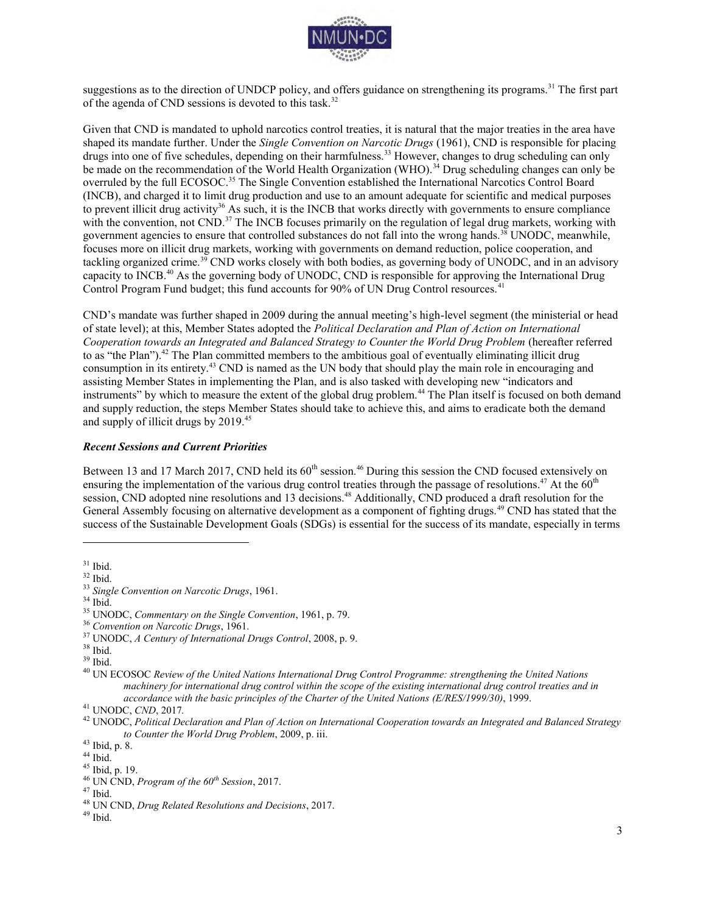suggestions as to the direction of UNDCP policy, and offers guidance on strengthening its programs.[31] The first part of the agenda of CND sessions is devoted to this task.[32]

Given that CND is mandated to uphold narcotics control treaties, it is natural that the major treaties in the area have shaped its mandate further. Under the *Single Convention on Narcotic Drugs* (1961), CND is responsible for placing drugs into one of five schedules, depending on their harmfulness.[33] However, changes to drug scheduling can only be made on the recommendation of the World Health Organization (WHO).[34] Drug scheduling changes can only be overruled by the full ECOSOC.[35] The Single Convention established the International Narcotics Control Board (INCB), and charged it to limit drug production and use to an amount adequate for scientific and medical purposes to prevent illicit drug activity[36] As such, it is the INCB that works directly with governments to ensure compliance with the convention, not CND.[37] The INCB focuses primarily on the regulation of legal drug markets, working with government agencies to ensure that controlled substances do not fall into the wrong hands.[38] UNODC, meanwhile, focuses more on illicit drug markets, working with governments on demand reduction, police cooperation, and tackling organized crime.[39] CND works closely with both bodies, as governing body of UNODC, and in an advisory capacity to INCB.[40] As the governing body of UNODC, CND is responsible for approving the International Drug Control Program Fund budget; this fund accounts for 90% of UN Drug Control resources.[41]

CND's mandate was further shaped in 2009 during the annual meeting's high-level segment (the ministerial or head of state level); at this, Member States adopted the *Political Declaration and Plan of Action on International Cooperation towards an Integrated and Balanced Strategy to Counter the World Drug Problem* (hereafter referred to as "the Plan").[42] The Plan committed members to the ambitious goal of eventually eliminating illicit drug consumption in its entirety.[43] CND is named as the UN body that should play the main role in encouraging and assisting Member States in implementing the Plan, and is also tasked with developing new "indicators and instruments" by which to measure the extent of the global drug problem.[44] The Plan itself is focused on both demand and supply reduction, the steps Member States should take to achieve this, and aims to eradicate both the demand and supply of illicit drugs by 2019.[45]

### *Recent Sessions and Current Priorities*

Between 13 and 17 March 2017, CND held its 60th session.[46] During this session the CND focused extensively on ensuring the implementation of the various drug control treaties through the passage of resolutions.[47] At the 60th session, CND adopted nine resolutions and 13 decisions.[48] Additionally, CND produced a draft resolution for the General Assembly focusing on alternative development as a component of fighting drugs.[49] CND has stated that the success of the Sustainable Development Goals (SDGs) is essential for the success of its mandate, especially in terms

---

[31] Ibid.
[32] Ibid.
[33] *Single Convention on Narcotic Drugs*, 1961.
[34] Ibid.
[35] UNODC, *Commentary on the Single Convention*, 1961, p. 79.
[36] *Convention on Narcotic Drugs*, 1961.
[37] UNODC, *A Century of International Drugs Control*, 2008, p. 9.
[38] Ibid.
[39] Ibid.
[40] UN ECOSOC *Review of the United Nations International Drug Control Programme: strengthening the United Nations machinery for international drug control within the scope of the existing international drug control treaties and in accordance with the basic principles of the Charter of the United Nations (E/RES/1999/30)*, 1999.
[41] UNODC, *CND*, 2017.
[42] UNODC, *Political Declaration and Plan of Action on International Cooperation towards an Integrated and Balanced Strategy to Counter the World Drug Problem*, 2009, p. iii.
[43] Ibid, p. 8.
[44] Ibid.
[45] Ibid, p. 19.
[46] UN CND, *Program of the 60th Session*, 2017.
[47] Ibid.
[48] UN CND, *Drug Related Resolutions and Decisions*, 2017.
[49] Ibid.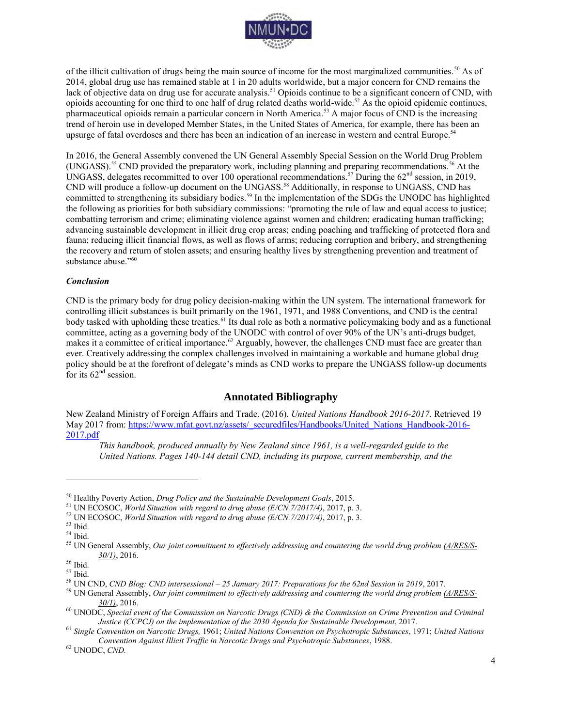of the illicit cultivation of drugs being the main source of income for the most marginalized communities.[50] As of 2014, global drug use has remained stable at 1 in 20 adults worldwide, but a major concern for CND remains the lack of objective data on drug use for accurate analysis.[51] Opioids continue to be a significant concern of CND, with opioids accounting for one third to one half of drug related deaths world-wide.[52] As the opioid epidemic continues, pharmaceutical opioids remain a particular concern in North America.[53] A major focus of CND is the increasing trend of heroin use in developed Member States, in the United States of America, for example, there has been an upsurge of fatal overdoses and there has been an indication of an increase in western and central Europe.[54]

In 2016, the General Assembly convened the UN General Assembly Special Session on the World Drug Problem (UNGASS).[55] CND provided the preparatory work, including planning and preparing recommendations.[56] At the UNGASS, delegates recommitted to over 100 operational recommendations.[57] During the 62nd session, in 2019, CND will produce a follow-up document on the UNGASS.[58] Additionally, in response to UNGASS, CND has committed to strengthening its subsidiary bodies.[59] In the implementation of the SDGs the UNODC has highlighted the following as priorities for both subsidiary commissions: "promoting the rule of law and equal access to justice; combatting terrorism and crime; eliminating violence against women and children; eradicating human trafficking; advancing sustainable development in illicit drug crop areas; ending poaching and trafficking of protected flora and fauna; reducing illicit financial flows, as well as flows of arms; reducing corruption and bribery, and strengthening the recovery and return of stolen assets; and ensuring healthy lives by strengthening prevention and treatment of substance abuse."[60]

***Conclusion***

CND is the primary body for drug policy decision-making within the UN system. The international framework for controlling illicit substances is built primarily on the 1961, 1971, and 1988 Conventions, and CND is the central body tasked with upholding these treaties.[61] Its dual role as both a normative policymaking body and as a functional committee, acting as a governing body of the UNODC with control of over 90% of the UN's anti-drugs budget, makes it a committee of critical importance.[62] Arguably, however, the challenges CND must face are greater than ever. Creatively addressing the complex challenges involved in maintaining a workable and humane global drug policy should be at the forefront of delegate's minds as CND works to prepare the UNGASS follow-up documents for its 62nd session.

## Annotated Bibliography

New Zealand Ministry of Foreign Affairs and Trade. (2016). *United Nations Handbook 2016-2017.* Retrieved 19 May 2017 from: https://www.mfat.govt.nz/assets/_securedfiles/Handbooks/United_Nations_Handbook-2016-2017.pdf

> *This handbook, produced annually by New Zealand since 1961, is a well-regarded guide to the United Nations. Pages 140-144 detail CND, including its purpose, current membership, and the*

---

[50] Healthy Poverty Action, *Drug Policy and the Sustainable Development Goals*, 2015.
[51] UN ECOSOC, *World Situation with regard to drug abuse (E/CN.7/2017/4)*, 2017, p. 3.
[52] UN ECOSOC, *World Situation with regard to drug abuse (E/CN.7/2017/4)*, 2017, p. 3.
[53] Ibid.
[54] Ibid.
[55] UN General Assembly, *Our joint commitment to effectively addressing and countering the world drug problem (A/RES/S-30/1)*, 2016.
[56] Ibid.
[57] Ibid.
[58] UN CND, *CND Blog: CND intersessional – 25 January 2017: Preparations for the 62nd Session in 2019*, 2017.
[59] UN General Assembly, *Our joint commitment to effectively addressing and countering the world drug problem (A/RES/S-30/1)*, 2016.
[60] UNODC, *Special event of the Commission on Narcotic Drugs (CND) & the Commission on Crime Prevention and Criminal Justice (CCPCJ) on the implementation of the 2030 Agenda for Sustainable Development*, 2017.
[61] *Single Convention on Narcotic Drugs,* 1961; *United Nations Convention on Psychotropic Substances*, 1971; *United Nations Convention Against Illicit Traffic in Narcotic Drugs and Psychotropic Substances*, 1988.
[62] UNODC, *CND.*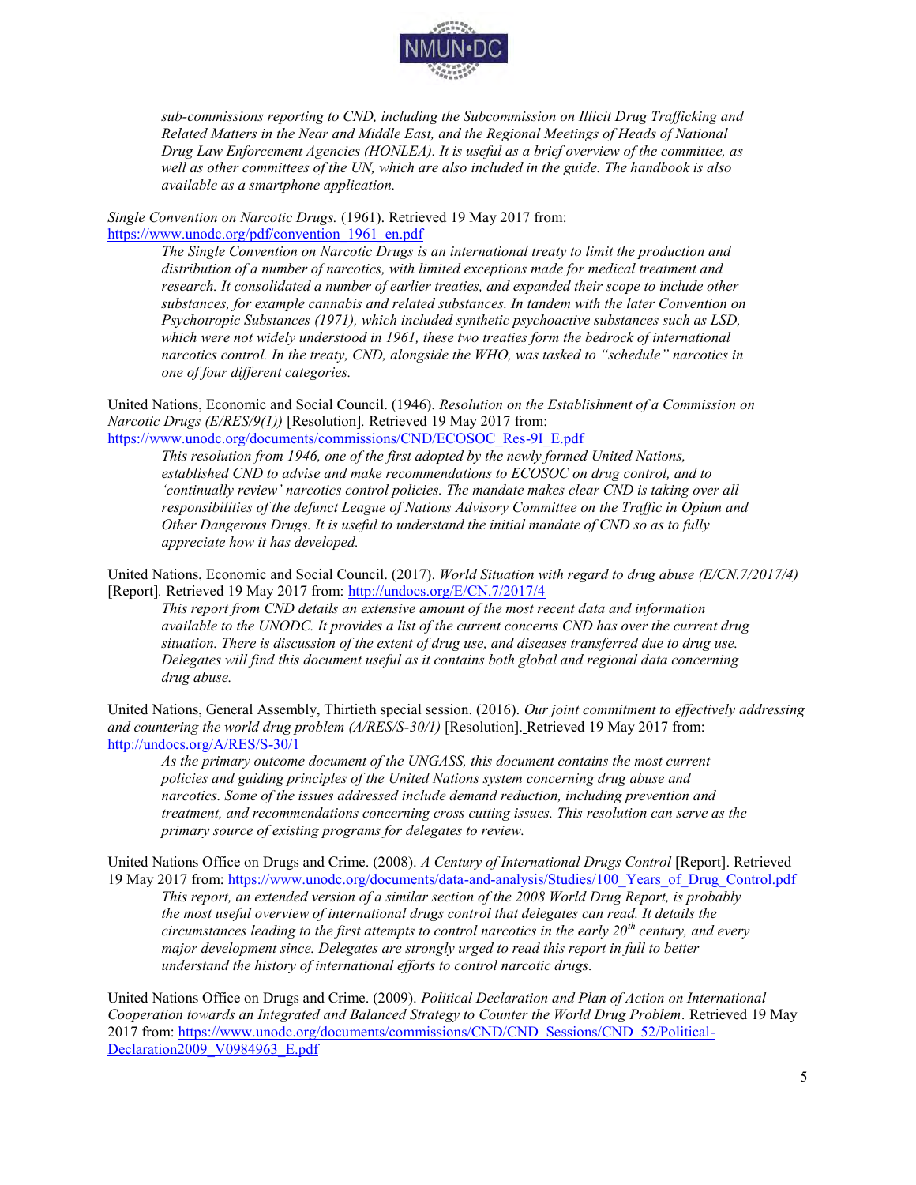*sub-commissions reporting to CND, including the Subcommission on Illicit Drug Trafficking and Related Matters in the Near and Middle East, and the Regional Meetings of Heads of National Drug Law Enforcement Agencies (HONLEA). It is useful as a brief overview of the committee, as well as other committees of the UN, which are also included in the guide. The handbook is also available as a smartphone application.*

*Single Convention on Narcotic Drugs.* (1961). Retrieved 19 May 2017 from: https://www.unodc.org/pdf/convention_1961_en.pdf

> *The Single Convention on Narcotic Drugs is an international treaty to limit the production and distribution of a number of narcotics, with limited exceptions made for medical treatment and research. It consolidated a number of earlier treaties, and expanded their scope to include other substances, for example cannabis and related substances. In tandem with the later Convention on Psychotropic Substances (1971), which included synthetic psychoactive substances such as LSD, which were not widely understood in 1961, these two treaties form the bedrock of international narcotics control. In the treaty, CND, alongside the WHO, was tasked to "schedule" narcotics in one of four different categories.*

United Nations, Economic and Social Council. (1946). *Resolution on the Establishment of a Commission on Narcotic Drugs (E/RES/9(1))* [Resolution]. Retrieved 19 May 2017 from: https://www.unodc.org/documents/commissions/CND/ECOSOC_Res-9I_E.pdf

> *This resolution from 1946, one of the first adopted by the newly formed United Nations, established CND to advise and make recommendations to ECOSOC on drug control, and to 'continually review' narcotics control policies. The mandate makes clear CND is taking over all responsibilities of the defunct League of Nations Advisory Committee on the Traffic in Opium and Other Dangerous Drugs. It is useful to understand the initial mandate of CND so as to fully appreciate how it has developed.*

United Nations, Economic and Social Council. (2017). *World Situation with regard to drug abuse (E/CN.7/2017/4)* [Report]. Retrieved 19 May 2017 from: http://undocs.org/E/CN.7/2017/4

> *This report from CND details an extensive amount of the most recent data and information available to the UNODC. It provides a list of the current concerns CND has over the current drug situation. There is discussion of the extent of drug use, and diseases transferred due to drug use. Delegates will find this document useful as it contains both global and regional data concerning drug abuse.*

United Nations, General Assembly, Thirtieth special session. (2016). *Our joint commitment to effectively addressing and countering the world drug problem (A/RES/S-30/1)* [Resolution]. Retrieved 19 May 2017 from: http://undocs.org/A/RES/S-30/1

> *As the primary outcome document of the UNGASS, this document contains the most current policies and guiding principles of the United Nations system concerning drug abuse and narcotics. Some of the issues addressed include demand reduction, including prevention and treatment, and recommendations concerning cross cutting issues. This resolution can serve as the primary source of existing programs for delegates to review.*

United Nations Office on Drugs and Crime. (2008). *A Century of International Drugs Control* [Report]. Retrieved 19 May 2017 from: https://www.unodc.org/documents/data-and-analysis/Studies/100_Years_of_Drug_Control.pdf

> *This report, an extended version of a similar section of the 2008 World Drug Report, is probably the most useful overview of international drugs control that delegates can read. It details the circumstances leading to the first attempts to control narcotics in the early 20th century, and every major development since. Delegates are strongly urged to read this report in full to better understand the history of international efforts to control narcotic drugs.*

United Nations Office on Drugs and Crime. (2009). *Political Declaration and Plan of Action on International Cooperation towards an Integrated and Balanced Strategy to Counter the World Drug Problem*. Retrieved 19 May 2017 from: https://www.unodc.org/documents/commissions/CND/CND_Sessions/CND_52/Political-Declaration2009_V0984963_E.pdf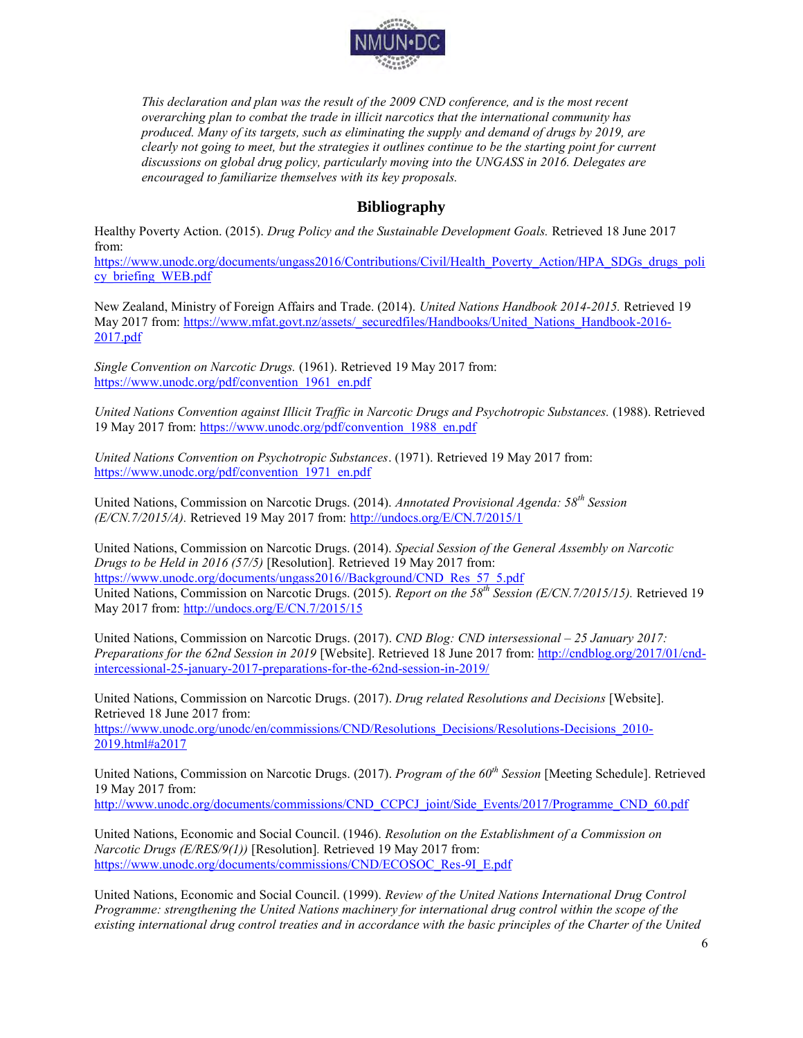*This declaration and plan was the result of the 2009 CND conference, and is the most recent overarching plan to combat the trade in illicit narcotics that the international community has produced. Many of its targets, such as eliminating the supply and demand of drugs by 2019, are clearly not going to meet, but the strategies it outlines continue to be the starting point for current discussions on global drug policy, particularly moving into the UNGASS in 2016. Delegates are encouraged to familiarize themselves with its key proposals.*

## Bibliography

Healthy Poverty Action. (2015). *Drug Policy and the Sustainable Development Goals.* Retrieved 18 June 2017 from: https://www.unodc.org/documents/ungass2016/Contributions/Civil/Health_Poverty_Action/HPA_SDGs_drugs_policy_briefing_WEB.pdf

New Zealand, Ministry of Foreign Affairs and Trade. (2014). *United Nations Handbook 2014-2015.* Retrieved 19 May 2017 from: https://www.mfat.govt.nz/assets/_securedfiles/Handbooks/United_Nations_Handbook-2016-2017.pdf

*Single Convention on Narcotic Drugs.* (1961). Retrieved 19 May 2017 from: https://www.unodc.org/pdf/convention_1961_en.pdf

*United Nations Convention against Illicit Traffic in Narcotic Drugs and Psychotropic Substances.* (1988). Retrieved 19 May 2017 from: https://www.unodc.org/pdf/convention_1988_en.pdf

*United Nations Convention on Psychotropic Substances*. (1971). Retrieved 19 May 2017 from: https://www.unodc.org/pdf/convention_1971_en.pdf

United Nations, Commission on Narcotic Drugs. (2014). *Annotated Provisional Agenda: 58th Session (E/CN.7/2015/A).* Retrieved 19 May 2017 from: http://undocs.org/E/CN.7/2015/1

United Nations, Commission on Narcotic Drugs. (2014). *Special Session of the General Assembly on Narcotic Drugs to be Held in 2016 (57/5)* [Resolution]. Retrieved 19 May 2017 from: https://www.unodc.org/documents/ungass2016//Background/CND_Res_57_5.pdf

United Nations, Commission on Narcotic Drugs. (2015). *Report on the 58th Session (E/CN.7/2015/15).* Retrieved 19 May 2017 from: http://undocs.org/E/CN.7/2015/15

United Nations, Commission on Narcotic Drugs. (2017). *CND Blog: CND intersessional – 25 January 2017: Preparations for the 62nd Session in 2019* [Website]. Retrieved 18 June 2017 from: http://cndblog.org/2017/01/cnd-intercessional-25-january-2017-preparations-for-the-62nd-session-in-2019/

United Nations, Commission on Narcotic Drugs. (2017). *Drug related Resolutions and Decisions* [Website]. Retrieved 18 June 2017 from: https://www.unodc.org/unodc/en/commissions/CND/Resolutions_Decisions/Resolutions-Decisions_2010-2019.html#a2017

United Nations, Commission on Narcotic Drugs. (2017). *Program of the 60th Session* [Meeting Schedule]. Retrieved 19 May 2017 from: http://www.unodc.org/documents/commissions/CND_CCPCJ_joint/Side_Events/2017/Programme_CND_60.pdf

United Nations, Economic and Social Council. (1946). *Resolution on the Establishment of a Commission on Narcotic Drugs (E/RES/9(1))* [Resolution]. Retrieved 19 May 2017 from: https://www.unodc.org/documents/commissions/CND/ECOSOC_Res-9I_E.pdf

United Nations, Economic and Social Council. (1999). *Review of the United Nations International Drug Control Programme: strengthening the United Nations machinery for international drug control within the scope of the existing international drug control treaties and in accordance with the basic principles of the Charter of the United*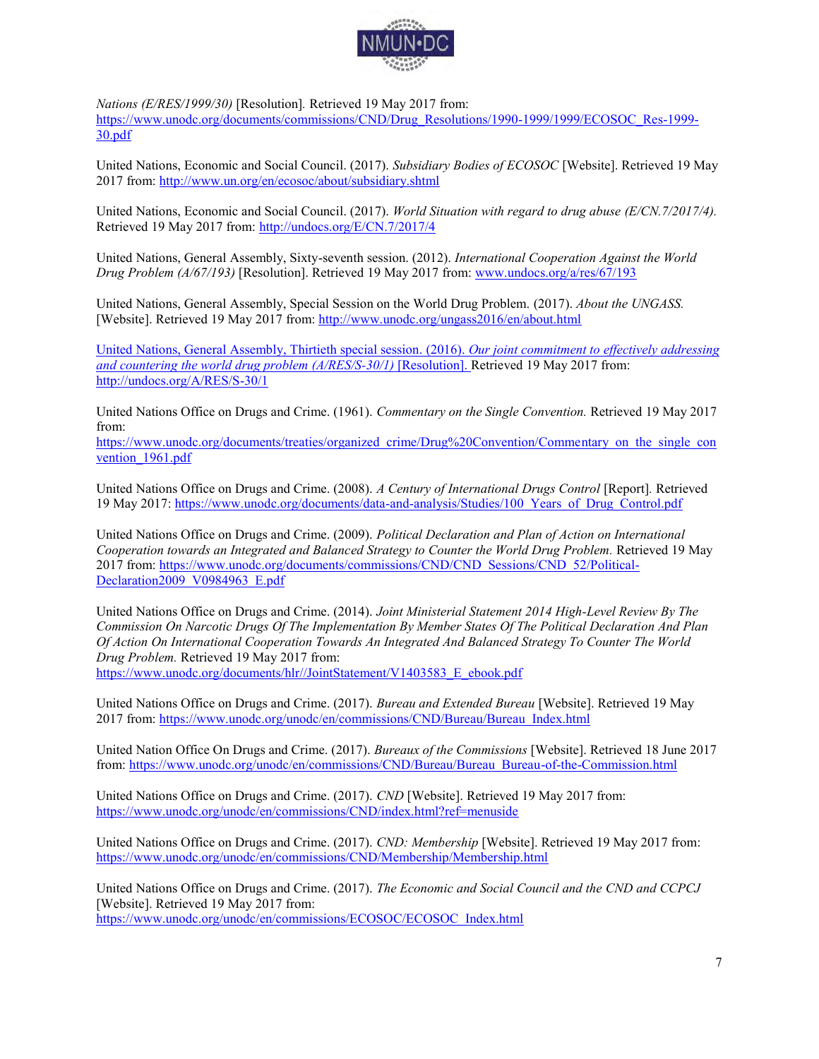*Nations (E/RES/1999/30)* [Resolution]. Retrieved 19 May 2017 from: https://www.unodc.org/documents/commissions/CND/Drug_Resolutions/1990-1999/1999/ECOSOC_Res-1999-30.pdf

United Nations, Economic and Social Council. (2017). *Subsidiary Bodies of ECOSOC* [Website]. Retrieved 19 May 2017 from: http://www.un.org/en/ecosoc/about/subsidiary.shtml

United Nations, Economic and Social Council. (2017). *World Situation with regard to drug abuse (E/CN.7/2017/4).* Retrieved 19 May 2017 from: http://undocs.org/E/CN.7/2017/4

United Nations, General Assembly, Sixty-seventh session. (2012). *International Cooperation Against the World Drug Problem (A/67/193)* [Resolution]. Retrieved 19 May 2017 from: www.undocs.org/a/res/67/193

United Nations, General Assembly, Special Session on the World Drug Problem. (2017). *About the UNGASS.* [Website]. Retrieved 19 May 2017 from: http://www.unodc.org/ungass2016/en/about.html

United Nations, General Assembly, Thirtieth special session. (2016). *Our joint commitment to effectively addressing and countering the world drug problem (A/RES/S-30/1)* [Resolution]. Retrieved 19 May 2017 from: http://undocs.org/A/RES/S-30/1

United Nations Office on Drugs and Crime. (1961). *Commentary on the Single Convention.* Retrieved 19 May 2017 from: https://www.unodc.org/documents/treaties/organized_crime/Drug%20Convention/Commentary_on_the_single_convention_1961.pdf

United Nations Office on Drugs and Crime. (2008). *A Century of International Drugs Control* [Report]. Retrieved 19 May 2017: https://www.unodc.org/documents/data-and-analysis/Studies/100_Years_of_Drug_Control.pdf

United Nations Office on Drugs and Crime. (2009). *Political Declaration and Plan of Action on International Cooperation towards an Integrated and Balanced Strategy to Counter the World Drug Problem.* Retrieved 19 May 2017 from: https://www.unodc.org/documents/commissions/CND/CND_Sessions/CND_52/Political-Declaration2009_V0984963_E.pdf

United Nations Office on Drugs and Crime. (2014). *Joint Ministerial Statement 2014 High-Level Review By The Commission On Narcotic Drugs Of The Implementation By Member States Of The Political Declaration And Plan Of Action On International Cooperation Towards An Integrated And Balanced Strategy To Counter The World Drug Problem.* Retrieved 19 May 2017 from: https://www.unodc.org/documents/hlr//JointStatement/V1403583_E_ebook.pdf

United Nations Office on Drugs and Crime. (2017). *Bureau and Extended Bureau* [Website]. Retrieved 19 May 2017 from: https://www.unodc.org/unodc/en/commissions/CND/Bureau/Bureau_Index.html

United Nation Office On Drugs and Crime. (2017). *Bureaux of the Commissions* [Website]. Retrieved 18 June 2017 from: https://www.unodc.org/unodc/en/commissions/CND/Bureau/Bureau_Bureau-of-the-Commission.html

United Nations Office on Drugs and Crime. (2017). *CND* [Website]. Retrieved 19 May 2017 from: https://www.unodc.org/unodc/en/commissions/CND/index.html?ref=menuside

United Nations Office on Drugs and Crime. (2017). *CND: Membership* [Website]. Retrieved 19 May 2017 from: https://www.unodc.org/unodc/en/commissions/CND/Membership/Membership.html

United Nations Office on Drugs and Crime. (2017). *The Economic and Social Council and the CND and CCPCJ* [Website]. Retrieved 19 May 2017 from: https://www.unodc.org/unodc/en/commissions/ECOSOC/ECOSOC_Index.html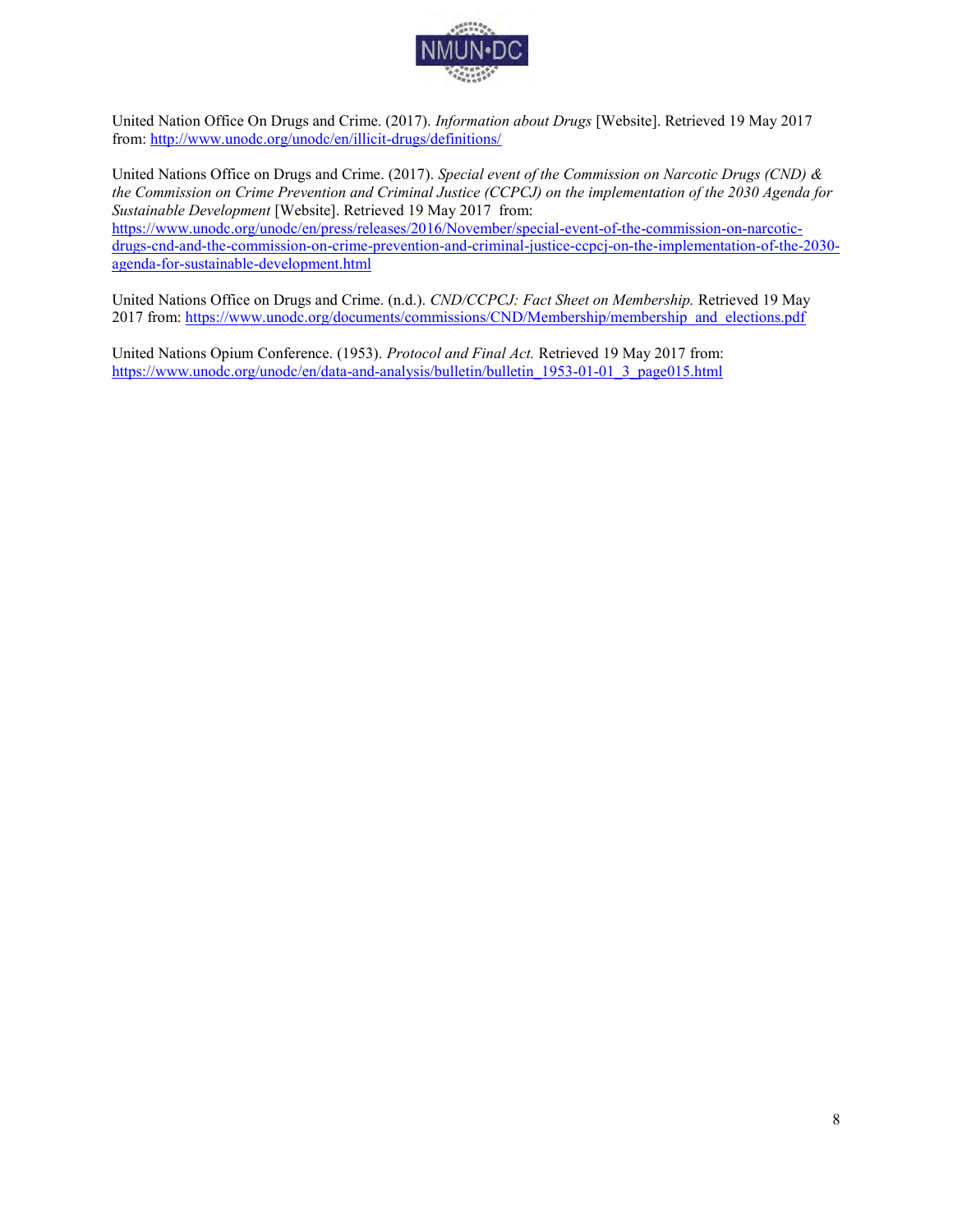United Nation Office On Drugs and Crime. (2017). *Information about Drugs* [Website]. Retrieved 19 May 2017 from: http://www.unodc.org/unodc/en/illicit-drugs/definitions/

United Nations Office on Drugs and Crime. (2017). *Special event of the Commission on Narcotic Drugs (CND) & the Commission on Crime Prevention and Criminal Justice (CCPCJ) on the implementation of the 2030 Agenda for Sustainable Development* [Website]. Retrieved 19 May 2017 from: https://www.unodc.org/unodc/en/press/releases/2016/November/special-event-of-the-commission-on-narcotic-drugs-cnd-and-the-commission-on-crime-prevention-and-criminal-justice-ccpcj-on-the-implementation-of-the-2030-agenda-for-sustainable-development.html

United Nations Office on Drugs and Crime. (n.d.). *CND/CCPCJ: Fact Sheet on Membership.* Retrieved 19 May 2017 from: https://www.unodc.org/documents/commissions/CND/Membership/membership_and_elections.pdf

United Nations Opium Conference. (1953). *Protocol and Final Act.* Retrieved 19 May 2017 from: https://www.unodc.org/unodc/en/data-and-analysis/bulletin/bulletin_1953-01-01_3_page015.html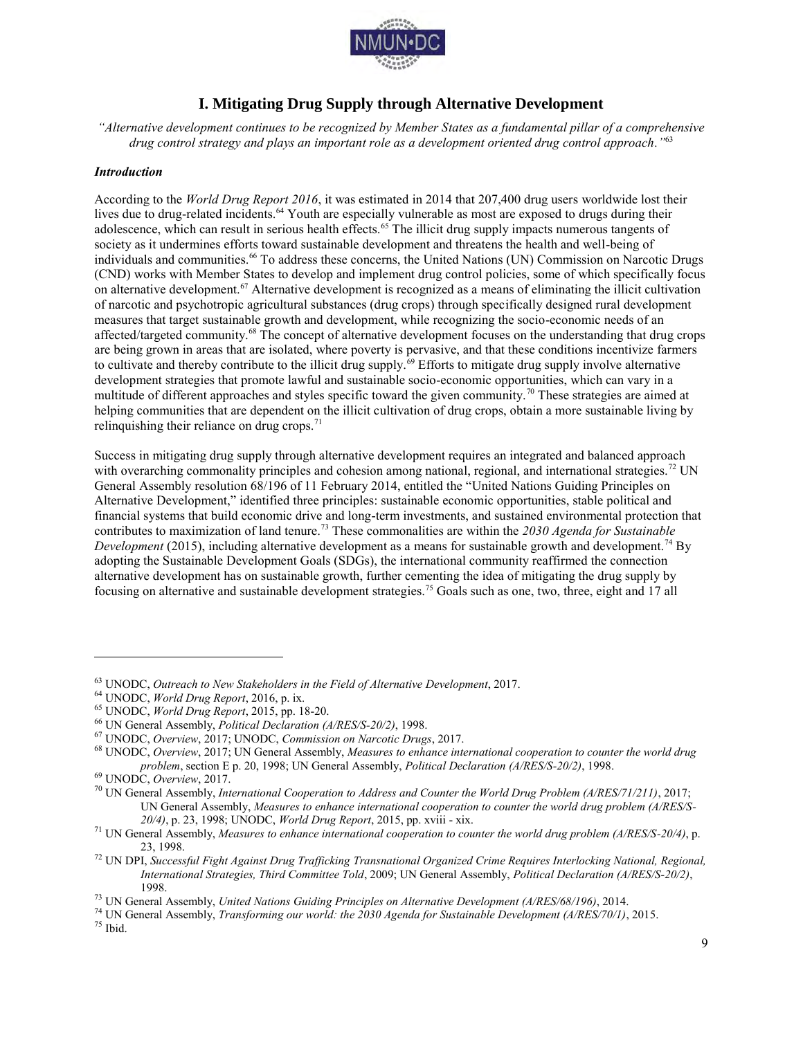## I. Mitigating Drug Supply through Alternative Development

*"Alternative development continues to be recognized by Member States as a fundamental pillar of a comprehensive drug control strategy and plays an important role as a development oriented drug control approach."*[63]

### *Introduction*

According to the *World Drug Report 2016*, it was estimated in 2014 that 207,400 drug users worldwide lost their lives due to drug-related incidents.[64] Youth are especially vulnerable as most are exposed to drugs during their adolescence, which can result in serious health effects.[65] The illicit drug supply impacts numerous tangents of society as it undermines efforts toward sustainable development and threatens the health and well-being of individuals and communities.[66] To address these concerns, the United Nations (UN) Commission on Narcotic Drugs (CND) works with Member States to develop and implement drug control policies, some of which specifically focus on alternative development.[67] Alternative development is recognized as a means of eliminating the illicit cultivation of narcotic and psychotropic agricultural substances (drug crops) through specifically designed rural development measures that target sustainable growth and development, while recognizing the socio-economic needs of an affected/targeted community.[68] The concept of alternative development focuses on the understanding that drug crops are being grown in areas that are isolated, where poverty is pervasive, and that these conditions incentivize farmers to cultivate and thereby contribute to the illicit drug supply.[69] Efforts to mitigate drug supply involve alternative development strategies that promote lawful and sustainable socio-economic opportunities, which can vary in a multitude of different approaches and styles specific toward the given community.[70] These strategies are aimed at helping communities that are dependent on the illicit cultivation of drug crops, obtain a more sustainable living by relinquishing their reliance on drug crops.[71]

Success in mitigating drug supply through alternative development requires an integrated and balanced approach with overarching commonality principles and cohesion among national, regional, and international strategies.[72] UN General Assembly resolution 68/196 of 11 February 2014, entitled the "United Nations Guiding Principles on Alternative Development," identified three principles: sustainable economic opportunities, stable political and financial systems that build economic drive and long-term investments, and sustained environmental protection that contributes to maximization of land tenure.[73] These commonalities are within the *2030 Agenda for Sustainable Development* (2015), including alternative development as a means for sustainable growth and development.[74] By adopting the Sustainable Development Goals (SDGs), the international community reaffirmed the connection alternative development has on sustainable growth, further cementing the idea of mitigating the drug supply by focusing on alternative and sustainable development strategies.[75] Goals such as one, two, three, eight and 17 all

---

[63] UNODC, *Outreach to New Stakeholders in the Field of Alternative Development*, 2017.
[64] UNODC, *World Drug Report*, 2016, p. ix.
[65] UNODC, *World Drug Report*, 2015, pp. 18-20.
[66] UN General Assembly, *Political Declaration (A/RES/S-20/2)*, 1998.
[67] UNODC, *Overview*, 2017; UNODC, *Commission on Narcotic Drugs*, 2017.
[68] UNODC, *Overview*, 2017; UN General Assembly, *Measures to enhance international cooperation to counter the world drug problem*, section E p. 20, 1998; UN General Assembly, *Political Declaration (A/RES/S-20/2)*, 1998.
[69] UNODC, *Overview*, 2017.
[70] UN General Assembly, *International Cooperation to Address and Counter the World Drug Problem (A/RES/71/211)*, 2017; UN General Assembly, *Measures to enhance international cooperation to counter the world drug problem (A/RES/S-20/4)*, p. 23, 1998; UNODC, *World Drug Report*, 2015, pp. xviii - xix.
[71] UN General Assembly, *Measures to enhance international cooperation to counter the world drug problem (A/RES/S-20/4)*, p. 23, 1998.
[72] UN DPI, *Successful Fight Against Drug Trafficking Transnational Organized Crime Requires Interlocking National, Regional, International Strategies, Third Committee Told*, 2009; UN General Assembly, *Political Declaration (A/RES/S-20/2)*, 1998.
[73] UN General Assembly, *United Nations Guiding Principles on Alternative Development (A/RES/68/196)*, 2014.
[74] UN General Assembly, *Transforming our world: the 2030 Agenda for Sustainable Development (A/RES/70/1)*, 2015.
[75] Ibid.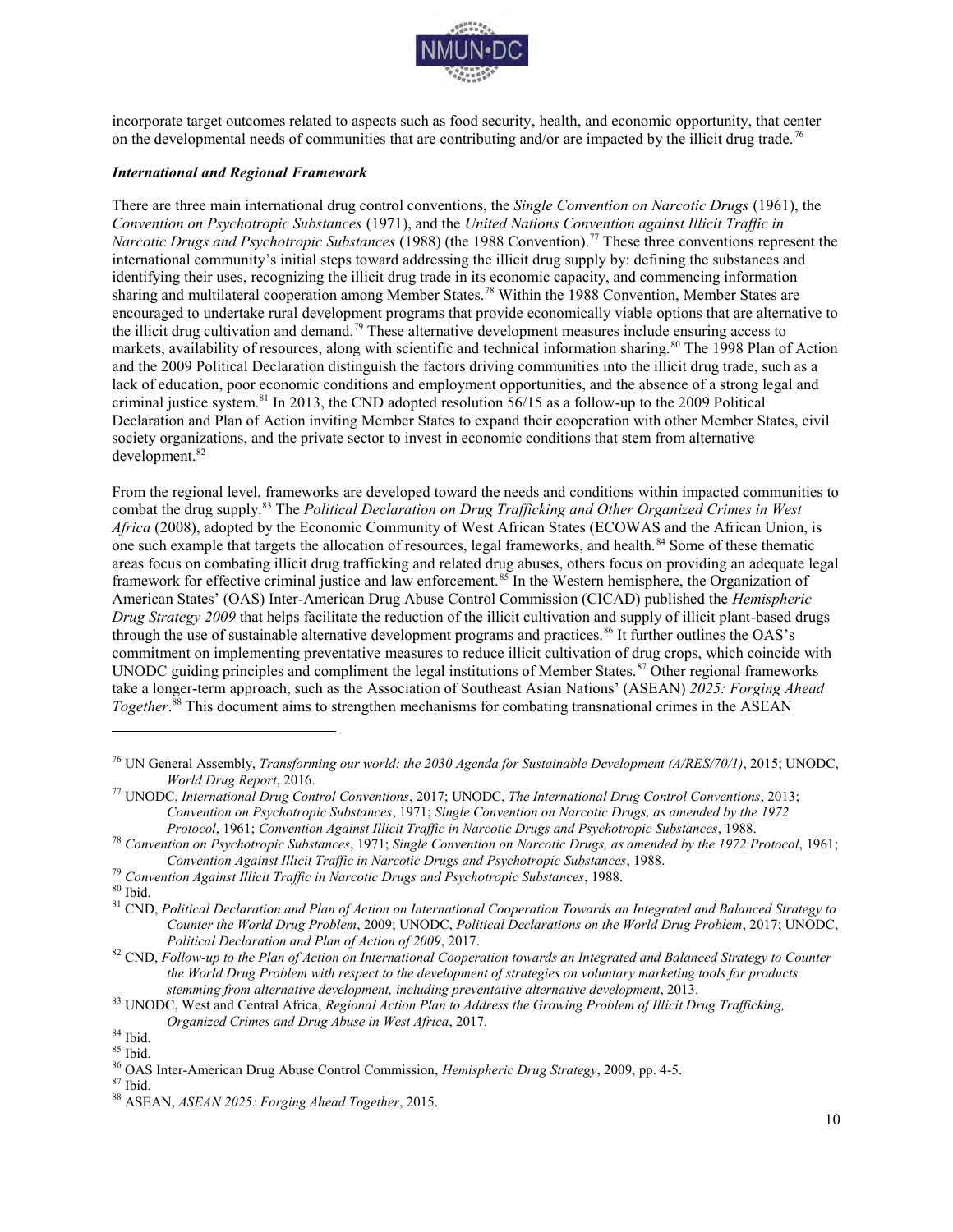incorporate target outcomes related to aspects such as food security, health, and economic opportunity, that center on the developmental needs of communities that are contributing and/or are impacted by the illicit drug trade.[76]

***International and Regional Framework***

There are three main international drug control conventions, the *Single Convention on Narcotic Drugs* (1961), the *Convention on Psychotropic Substances* (1971), and the *United Nations Convention against Illicit Traffic in Narcotic Drugs and Psychotropic Substances* (1988) (the 1988 Convention).[77] These three conventions represent the international community's initial steps toward addressing the illicit drug supply by: defining the substances and identifying their uses, recognizing the illicit drug trade in its economic capacity, and commencing information sharing and multilateral cooperation among Member States.[78] Within the 1988 Convention, Member States are encouraged to undertake rural development programs that provide economically viable options that are alternative to the illicit drug cultivation and demand.[79] These alternative development measures include ensuring access to markets, availability of resources, along with scientific and technical information sharing.[80] The 1998 Plan of Action and the 2009 Political Declaration distinguish the factors driving communities into the illicit drug trade, such as a lack of education, poor economic conditions and employment opportunities, and the absence of a strong legal and criminal justice system.[81] In 2013, the CND adopted resolution 56/15 as a follow-up to the 2009 Political Declaration and Plan of Action inviting Member States to expand their cooperation with other Member States, civil society organizations, and the private sector to invest in economic conditions that stem from alternative development.[82]

From the regional level, frameworks are developed toward the needs and conditions within impacted communities to combat the drug supply.[83] The *Political Declaration on Drug Trafficking and Other Organized Crimes in West Africa* (2008), adopted by the Economic Community of West African States (ECOWAS and the African Union, is one such example that targets the allocation of resources, legal frameworks, and health.[84] Some of these thematic areas focus on combating illicit drug trafficking and related drug abuses, others focus on providing an adequate legal framework for effective criminal justice and law enforcement.[85] In the Western hemisphere, the Organization of American States' (OAS) Inter-American Drug Abuse Control Commission (CICAD) published the *Hemispheric Drug Strategy 2009* that helps facilitate the reduction of the illicit cultivation and supply of illicit plant-based drugs through the use of sustainable alternative development programs and practices.[86] It further outlines the OAS's commitment on implementing preventative measures to reduce illicit cultivation of drug crops, which coincide with UNODC guiding principles and compliment the legal institutions of Member States.[87] Other regional frameworks take a longer-term approach, such as the Association of Southeast Asian Nations' (ASEAN) *2025: Forging Ahead Together*.[88] This document aims to strengthen mechanisms for combating transnational crimes in the ASEAN

---

[76] UN General Assembly, *Transforming our world: the 2030 Agenda for Sustainable Development (A/RES/70/1)*, 2015; UNODC, *World Drug Report*, 2016.

[77] UNODC, *International Drug Control Conventions*, 2017; UNODC, *The International Drug Control Conventions*, 2013; *Convention on Psychotropic Substances*, 1971; *Single Convention on Narcotic Drugs, as amended by the 1972 Protocol*, 1961; *Convention Against Illicit Traffic in Narcotic Drugs and Psychotropic Substances*, 1988.

[78] *Convention on Psychotropic Substances*, 1971; *Single Convention on Narcotic Drugs, as amended by the 1972 Protocol*, 1961; *Convention Against Illicit Traffic in Narcotic Drugs and Psychotropic Substances*, 1988.

[79] *Convention Against Illicit Traffic in Narcotic Drugs and Psychotropic Substances*, 1988.

[80] Ibid.

[81] CND, *Political Declaration and Plan of Action on International Cooperation Towards an Integrated and Balanced Strategy to Counter the World Drug Problem*, 2009; UNODC, *Political Declarations on the World Drug Problem*, 2017; UNODC, *Political Declaration and Plan of Action of 2009*, 2017.

[82] CND, *Follow-up to the Plan of Action on International Cooperation towards an Integrated and Balanced Strategy to Counter the World Drug Problem with respect to the development of strategies on voluntary marketing tools for products stemming from alternative development, including preventative alternative development*, 2013.

[83] UNODC, West and Central Africa, *Regional Action Plan to Address the Growing Problem of Illicit Drug Trafficking, Organized Crimes and Drug Abuse in West Africa*, 2017.

[84] Ibid.

[85] Ibid.

[86] OAS Inter-American Drug Abuse Control Commission, *Hemispheric Drug Strategy*, 2009, pp. 4-5.

[87] Ibid.

[88] ASEAN, *ASEAN 2025: Forging Ahead Together*, 2015.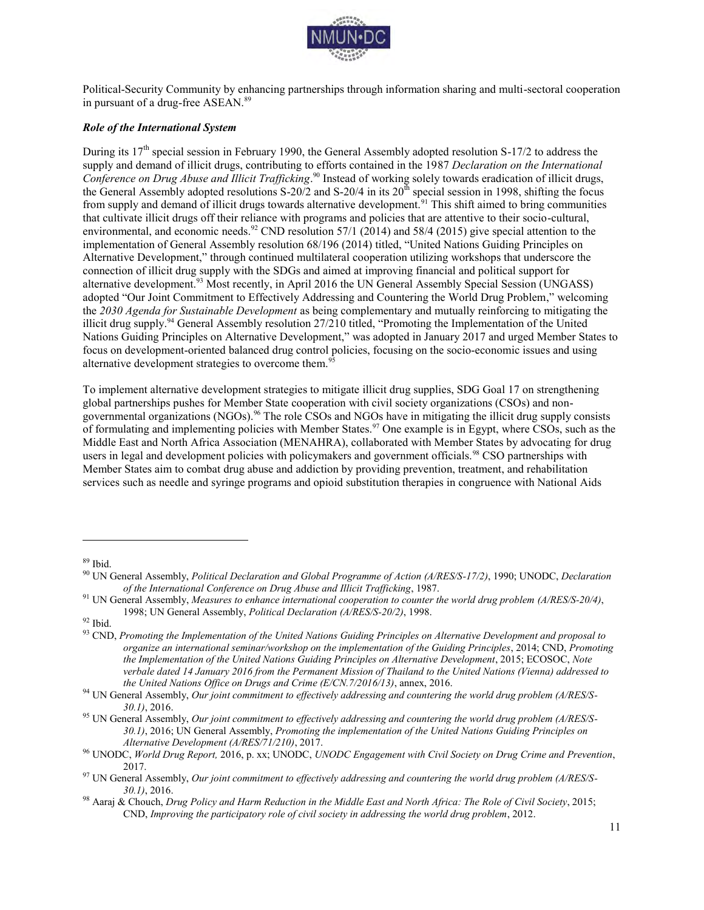Political-Security Community by enhancing partnerships through information sharing and multi-sectoral cooperation in pursuant of a drug-free ASEAN.[89]

### *Role of the International System*

During its 17th special session in February 1990, the General Assembly adopted resolution S-17/2 to address the supply and demand of illicit drugs, contributing to efforts contained in the 1987 *Declaration on the International Conference on Drug Abuse and Illicit Trafficking*.[90] Instead of working solely towards eradication of illicit drugs, the General Assembly adopted resolutions S-20/2 and S-20/4 in its 20th special session in 1998, shifting the focus from supply and demand of illicit drugs towards alternative development.[91] This shift aimed to bring communities that cultivate illicit drugs off their reliance with programs and policies that are attentive to their socio-cultural, environmental, and economic needs.[92] CND resolution 57/1 (2014) and 58/4 (2015) give special attention to the implementation of General Assembly resolution 68/196 (2014) titled, "United Nations Guiding Principles on Alternative Development," through continued multilateral cooperation utilizing workshops that underscore the connection of illicit drug supply with the SDGs and aimed at improving financial and political support for alternative development.[93] Most recently, in April 2016 the UN General Assembly Special Session (UNGASS) adopted "Our Joint Commitment to Effectively Addressing and Countering the World Drug Problem," welcoming the *2030 Agenda for Sustainable Development* as being complementary and mutually reinforcing to mitigating the illicit drug supply.[94] General Assembly resolution 27/210 titled, "Promoting the Implementation of the United Nations Guiding Principles on Alternative Development," was adopted in January 2017 and urged Member States to focus on development-oriented balanced drug control policies, focusing on the socio-economic issues and using alternative development strategies to overcome them.[95]

To implement alternative development strategies to mitigate illicit drug supplies, SDG Goal 17 on strengthening global partnerships pushes for Member State cooperation with civil society organizations (CSOs) and non-governmental organizations (NGOs).[96] The role CSOs and NGOs have in mitigating the illicit drug supply consists of formulating and implementing policies with Member States.[97] One example is in Egypt, where CSOs, such as the Middle East and North Africa Association (MENAHRA), collaborated with Member States by advocating for drug users in legal and development policies with policymakers and government officials.[98] CSO partnerships with Member States aim to combat drug abuse and addiction by providing prevention, treatment, and rehabilitation services such as needle and syringe programs and opioid substitution therapies in congruence with National Aids

---

[89] Ibid.

[90] UN General Assembly, *Political Declaration and Global Programme of Action (A/RES/S-17/2)*, 1990; UNODC, *Declaration of the International Conference on Drug Abuse and Illicit Trafficking*, 1987.

[91] UN General Assembly, *Measures to enhance international cooperation to counter the world drug problem (A/RES/S-20/4)*, 1998; UN General Assembly, *Political Declaration (A/RES/S-20/2)*, 1998.

[92] Ibid.

[93] CND, *Promoting the Implementation of the United Nations Guiding Principles on Alternative Development and proposal to organize an international seminar/workshop on the implementation of the Guiding Principles*, 2014; CND, *Promoting the Implementation of the United Nations Guiding Principles on Alternative Development*, 2015; ECOSOC, *Note verbale dated 14 January 2016 from the Permanent Mission of Thailand to the United Nations (Vienna) addressed to the United Nations Office on Drugs and Crime (E/CN.7/2016/13)*, annex, 2016.

[94] UN General Assembly, *Our joint commitment to effectively addressing and countering the world drug problem (A/RES/S-30.1)*, 2016.

[95] UN General Assembly, *Our joint commitment to effectively addressing and countering the world drug problem (A/RES/S-30.1)*, 2016; UN General Assembly, *Promoting the implementation of the United Nations Guiding Principles on Alternative Development (A/RES/71/210)*, 2017.

[96] UNODC, *World Drug Report,* 2016, p. xx; UNODC, *UNODC Engagement with Civil Society on Drug Crime and Prevention*, 2017.

[97] UN General Assembly, *Our joint commitment to effectively addressing and countering the world drug problem (A/RES/S-30.1)*, 2016.

[98] Aaraj & Chouch, *Drug Policy and Harm Reduction in the Middle East and North Africa: The Role of Civil Society*, 2015; CND, *Improving the participatory role of civil society in addressing the world drug problem*, 2012.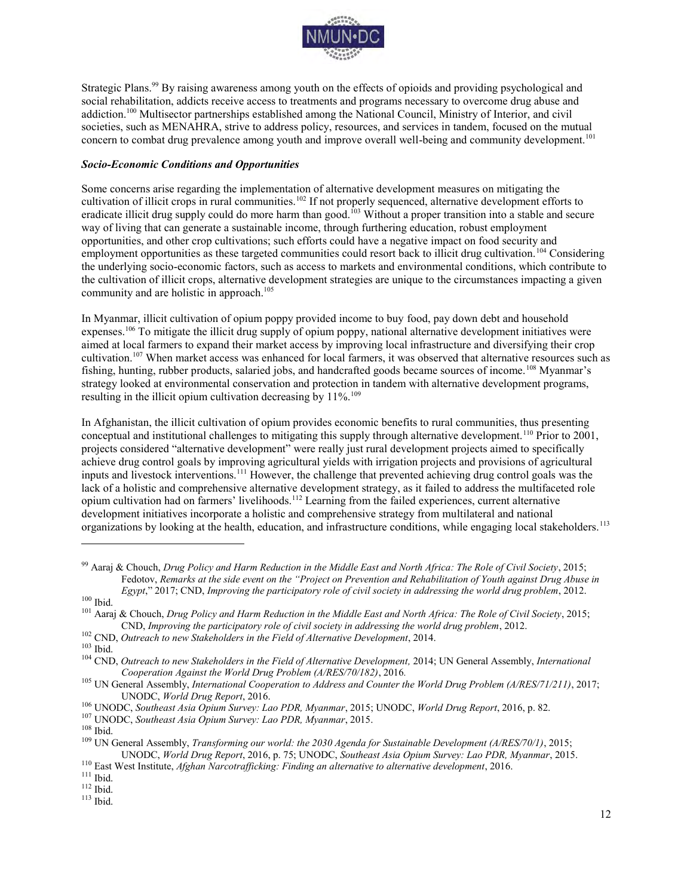Strategic Plans.[99] By raising awareness among youth on the effects of opioids and providing psychological and social rehabilitation, addicts receive access to treatments and programs necessary to overcome drug abuse and addiction.[100] Multisector partnerships established among the National Council, Ministry of Interior, and civil societies, such as MENAHRA, strive to address policy, resources, and services in tandem, focused on the mutual concern to combat drug prevalence among youth and improve overall well-being and community development.[101]

### *Socio-Economic Conditions and Opportunities*

Some concerns arise regarding the implementation of alternative development measures on mitigating the cultivation of illicit crops in rural communities.[102] If not properly sequenced, alternative development efforts to eradicate illicit drug supply could do more harm than good.[103] Without a proper transition into a stable and secure way of living that can generate a sustainable income, through furthering education, robust employment opportunities, and other crop cultivations; such efforts could have a negative impact on food security and employment opportunities as these targeted communities could resort back to illicit drug cultivation.[104] Considering the underlying socio-economic factors, such as access to markets and environmental conditions, which contribute to the cultivation of illicit crops, alternative development strategies are unique to the circumstances impacting a given community and are holistic in approach.[105]

In Myanmar, illicit cultivation of opium poppy provided income to buy food, pay down debt and household expenses.[106] To mitigate the illicit drug supply of opium poppy, national alternative development initiatives were aimed at local farmers to expand their market access by improving local infrastructure and diversifying their crop cultivation.[107] When market access was enhanced for local farmers, it was observed that alternative resources such as fishing, hunting, rubber products, salaried jobs, and handcrafted goods became sources of income.[108] Myanmar's strategy looked at environmental conservation and protection in tandem with alternative development programs, resulting in the illicit opium cultivation decreasing by 11%.[109]

In Afghanistan, the illicit cultivation of opium provides economic benefits to rural communities, thus presenting conceptual and institutional challenges to mitigating this supply through alternative development.[110] Prior to 2001, projects considered "alternative development" were really just rural development projects aimed to specifically achieve drug control goals by improving agricultural yields with irrigation projects and provisions of agricultural inputs and livestock interventions.[111] However, the challenge that prevented achieving drug control goals was the lack of a holistic and comprehensive alternative development strategy, as it failed to address the multifaceted role opium cultivation had on farmers' livelihoods.[112] Learning from the failed experiences, current alternative development initiatives incorporate a holistic and comprehensive strategy from multilateral and national organizations by looking at the health, education, and infrastructure conditions, while engaging local stakeholders.[113]

---

[99] Aaraj & Chouch, *Drug Policy and Harm Reduction in the Middle East and North Africa: The Role of Civil Society*, 2015; Fedotov, *Remarks at the side event on the "Project on Prevention and Rehabilitation of Youth against Drug Abuse in Egypt*," 2017; CND, *Improving the participatory role of civil society in addressing the world drug problem*, 2012.

[100] Ibid.

[101] Aaraj & Chouch, *Drug Policy and Harm Reduction in the Middle East and North Africa: The Role of Civil Society*, 2015; CND, *Improving the participatory role of civil society in addressing the world drug problem*, 2012.

[102] CND, *Outreach to new Stakeholders in the Field of Alternative Development*, 2014.

[103] Ibid.

[104] CND, *Outreach to new Stakeholders in the Field of Alternative Development,* 2014; UN General Assembly, *International Cooperation Against the World Drug Problem (A/RES/70/182)*, 2016.

[105] UN General Assembly, *International Cooperation to Address and Counter the World Drug Problem (A/RES/71/211)*, 2017; UNODC, *World Drug Report*, 2016.

[106] UNODC, *Southeast Asia Opium Survey: Lao PDR, Myanmar*, 2015; UNODC, *World Drug Report*, 2016, p. 82.

[107] UNODC, *Southeast Asia Opium Survey: Lao PDR, Myanmar*, 2015.

[108] Ibid.

[109] UN General Assembly, *Transforming our world: the 2030 Agenda for Sustainable Development (A/RES/70/1)*, 2015; UNODC, *World Drug Report*, 2016, p. 75; UNODC, *Southeast Asia Opium Survey: Lao PDR, Myanmar*, 2015.

[110] East West Institute, *Afghan Narcotrafficking: Finding an alternative to alternative development*, 2016.

[111] Ibid.

[112] Ibid.

[113] Ibid.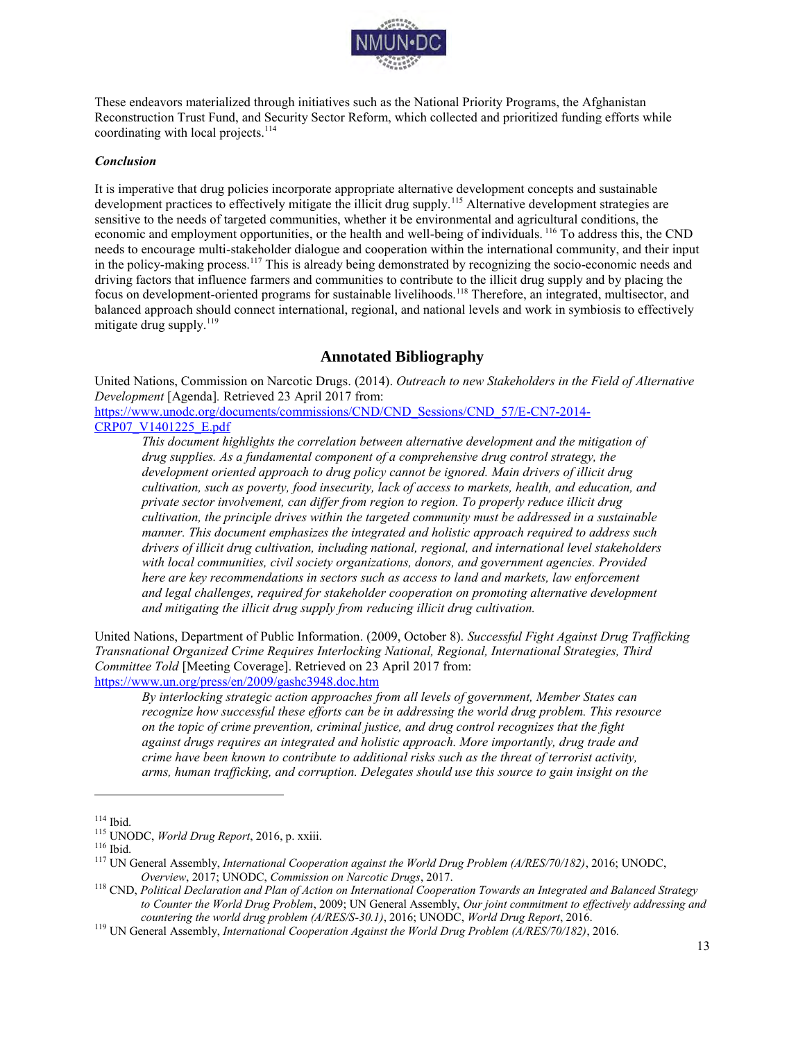These endeavors materialized through initiatives such as the National Priority Programs, the Afghanistan Reconstruction Trust Fund, and Security Sector Reform, which collected and prioritized funding efforts while coordinating with local projects.[114]

***Conclusion***

It is imperative that drug policies incorporate appropriate alternative development concepts and sustainable development practices to effectively mitigate the illicit drug supply.[115] Alternative development strategies are sensitive to the needs of targeted communities, whether it be environmental and agricultural conditions, the economic and employment opportunities, or the health and well-being of individuals.[116] To address this, the CND needs to encourage multi-stakeholder dialogue and cooperation within the international community, and their input in the policy-making process.[117] This is already being demonstrated by recognizing the socio-economic needs and driving factors that influence farmers and communities to contribute to the illicit drug supply and by placing the focus on development-oriented programs for sustainable livelihoods.[118] Therefore, an integrated, multisector, and balanced approach should connect international, regional, and national levels and work in symbiosis to effectively mitigate drug supply.[119]

## Annotated Bibliography

United Nations, Commission on Narcotic Drugs. (2014). *Outreach to new Stakeholders in the Field of Alternative Development* [Agenda]. Retrieved 23 April 2017 from: https://www.unodc.org/documents/commissions/CND/CND_Sessions/CND_57/E-CN7-2014-CRP07_V1401225_E.pdf

> *This document highlights the correlation between alternative development and the mitigation of drug supplies. As a fundamental component of a comprehensive drug control strategy, the development oriented approach to drug policy cannot be ignored. Main drivers of illicit drug cultivation, such as poverty, food insecurity, lack of access to markets, health, and education, and private sector involvement, can differ from region to region. To properly reduce illicit drug cultivation, the principle drives within the targeted community must be addressed in a sustainable manner. This document emphasizes the integrated and holistic approach required to address such drivers of illicit drug cultivation, including national, regional, and international level stakeholders with local communities, civil society organizations, donors, and government agencies. Provided here are key recommendations in sectors such as access to land and markets, law enforcement and legal challenges, required for stakeholder cooperation on promoting alternative development and mitigating the illicit drug supply from reducing illicit drug cultivation.*

United Nations, Department of Public Information. (2009, October 8). *Successful Fight Against Drug Trafficking Transnational Organized Crime Requires Interlocking National, Regional, International Strategies, Third Committee Told* [Meeting Coverage]. Retrieved on 23 April 2017 from: https://www.un.org/press/en/2009/gashc3948.doc.htm

> *By interlocking strategic action approaches from all levels of government, Member States can recognize how successful these efforts can be in addressing the world drug problem. This resource on the topic of crime prevention, criminal justice, and drug control recognizes that the fight against drugs requires an integrated and holistic approach. More importantly, drug trade and crime have been known to contribute to additional risks such as the threat of terrorist activity, arms, human trafficking, and corruption. Delegates should use this source to gain insight on the*

---

[114] Ibid.

[115] UNODC, *World Drug Report*, 2016, p. xxiii.

[116] Ibid.

[117] UN General Assembly, *International Cooperation against the World Drug Problem (A/RES/70/182)*, 2016; UNODC, *Overview*, 2017; UNODC, *Commission on Narcotic Drugs*, 2017.

[118] CND, *Political Declaration and Plan of Action on International Cooperation Towards an Integrated and Balanced Strategy to Counter the World Drug Problem*, 2009; UN General Assembly, *Our joint commitment to effectively addressing and countering the world drug problem (A/RES/S-30.1)*, 2016; UNODC, *World Drug Report*, 2016.

[119] UN General Assembly, *International Cooperation Against the World Drug Problem (A/RES/70/182)*, 2016.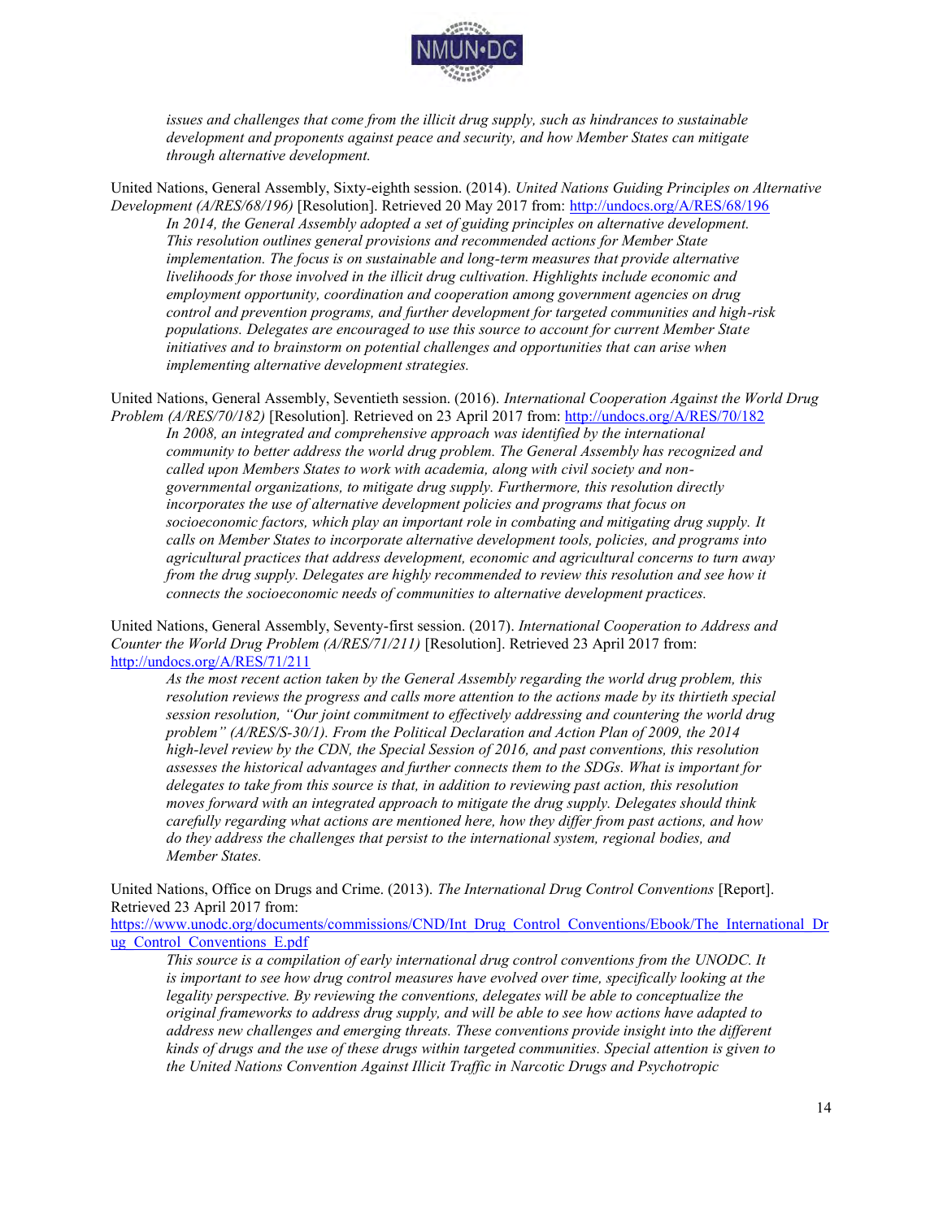*issues and challenges that come from the illicit drug supply, such as hindrances to sustainable development and proponents against peace and security, and how Member States can mitigate through alternative development.*

United Nations, General Assembly, Sixty-eighth session. (2014). *United Nations Guiding Principles on Alternative Development (A/RES/68/196)* [Resolution]. Retrieved 20 May 2017 from: http://undocs.org/A/RES/68/196

> *In 2014, the General Assembly adopted a set of guiding principles on alternative development. This resolution outlines general provisions and recommended actions for Member State implementation. The focus is on sustainable and long-term measures that provide alternative livelihoods for those involved in the illicit drug cultivation. Highlights include economic and employment opportunity, coordination and cooperation among government agencies on drug control and prevention programs, and further development for targeted communities and high-risk populations. Delegates are encouraged to use this source to account for current Member State initiatives and to brainstorm on potential challenges and opportunities that can arise when implementing alternative development strategies.*

United Nations, General Assembly, Seventieth session. (2016). *International Cooperation Against the World Drug Problem (A/RES/70/182)* [Resolution]. Retrieved on 23 April 2017 from: http://undocs.org/A/RES/70/182

> *In 2008, an integrated and comprehensive approach was identified by the international community to better address the world drug problem. The General Assembly has recognized and called upon Members States to work with academia, along with civil society and non-governmental organizations, to mitigate drug supply. Furthermore, this resolution directly incorporates the use of alternative development policies and programs that focus on socioeconomic factors, which play an important role in combating and mitigating drug supply. It calls on Member States to incorporate alternative development tools, policies, and programs into agricultural practices that address development, economic and agricultural concerns to turn away from the drug supply. Delegates are highly recommended to review this resolution and see how it connects the socioeconomic needs of communities to alternative development practices.*

United Nations, General Assembly, Seventy-first session. (2017). *International Cooperation to Address and Counter the World Drug Problem (A/RES/71/211)* [Resolution]. Retrieved 23 April 2017 from: http://undocs.org/A/RES/71/211

> *As the most recent action taken by the General Assembly regarding the world drug problem, this resolution reviews the progress and calls more attention to the actions made by its thirtieth special session resolution, "Our joint commitment to effectively addressing and countering the world drug problem" (A/RES/S-30/1). From the Political Declaration and Action Plan of 2009, the 2014 high-level review by the CDN, the Special Session of 2016, and past conventions, this resolution assesses the historical advantages and further connects them to the SDGs. What is important for delegates to take from this source is that, in addition to reviewing past action, this resolution moves forward with an integrated approach to mitigate the drug supply. Delegates should think carefully regarding what actions are mentioned here, how they differ from past actions, and how do they address the challenges that persist to the international system, regional bodies, and Member States.*

United Nations, Office on Drugs and Crime. (2013). *The International Drug Control Conventions* [Report]. Retrieved 23 April 2017 from: https://www.unodc.org/documents/commissions/CND/Int_Drug_Control_Conventions/Ebook/The_International_Drug_Control_Conventions_E.pdf

> *This source is a compilation of early international drug control conventions from the UNODC. It is important to see how drug control measures have evolved over time, specifically looking at the legality perspective. By reviewing the conventions, delegates will be able to conceptualize the original frameworks to address drug supply, and will be able to see how actions have adapted to address new challenges and emerging threats. These conventions provide insight into the different kinds of drugs and the use of these drugs within targeted communities. Special attention is given to the United Nations Convention Against Illicit Traffic in Narcotic Drugs and Psychotropic*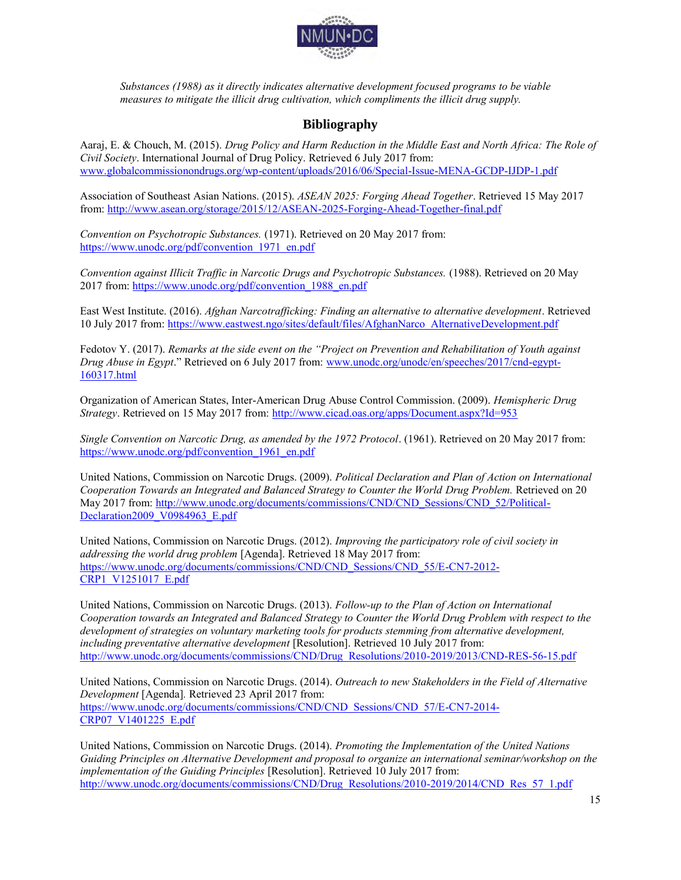*Substances (1988) as it directly indicates alternative development focused programs to be viable measures to mitigate the illicit drug cultivation, which compliments the illicit drug supply.*

## Bibliography

Aaraj, E. & Chouch, M. (2015). *Drug Policy and Harm Reduction in the Middle East and North Africa: The Role of Civil Society*. International Journal of Drug Policy. Retrieved 6 July 2017 from: www.globalcommissionondrugs.org/wp-content/uploads/2016/06/Special-Issue-MENA-GCDP-IJDP-1.pdf

Association of Southeast Asian Nations. (2015). *ASEAN 2025: Forging Ahead Together*. Retrieved 15 May 2017 from: http://www.asean.org/storage/2015/12/ASEAN-2025-Forging-Ahead-Together-final.pdf

*Convention on Psychotropic Substances.* (1971). Retrieved on 20 May 2017 from: https://www.unodc.org/pdf/convention_1971_en.pdf

*Convention against Illicit Traffic in Narcotic Drugs and Psychotropic Substances.* (1988). Retrieved on 20 May 2017 from: https://www.unodc.org/pdf/convention_1988_en.pdf

East West Institute. (2016). *Afghan Narcotrafficking: Finding an alternative to alternative development*. Retrieved 10 July 2017 from: https://www.eastwest.ngo/sites/default/files/AfghanNarco_AlternativeDevelopment.pdf

Fedotov Y. (2017). *Remarks at the side event on the "Project on Prevention and Rehabilitation of Youth against Drug Abuse in Egypt*." Retrieved on 6 July 2017 from: www.unodc.org/unodc/en/speeches/2017/cnd-egypt-160317.html

Organization of American States, Inter-American Drug Abuse Control Commission. (2009). *Hemispheric Drug Strategy*. Retrieved on 15 May 2017 from: http://www.cicad.oas.org/apps/Document.aspx?Id=953

*Single Convention on Narcotic Drug, as amended by the 1972 Protocol*. (1961). Retrieved on 20 May 2017 from: https://www.unodc.org/pdf/convention_1961_en.pdf

United Nations, Commission on Narcotic Drugs. (2009). *Political Declaration and Plan of Action on International Cooperation Towards an Integrated and Balanced Strategy to Counter the World Drug Problem.* Retrieved on 20 May 2017 from: http://www.unodc.org/documents/commissions/CND/CND_Sessions/CND_52/Political-Declaration2009_V0984963_E.pdf

United Nations, Commission on Narcotic Drugs. (2012). *Improving the participatory role of civil society in addressing the world drug problem* [Agenda]. Retrieved 18 May 2017 from: https://www.unodc.org/documents/commissions/CND/CND_Sessions/CND_55/E-CN7-2012-CRP1_V1251017_E.pdf

United Nations, Commission on Narcotic Drugs. (2013). *Follow-up to the Plan of Action on International Cooperation towards an Integrated and Balanced Strategy to Counter the World Drug Problem with respect to the development of strategies on voluntary marketing tools for products stemming from alternative development, including preventative alternative development* [Resolution]. Retrieved 10 July 2017 from: http://www.unodc.org/documents/commissions/CND/Drug_Resolutions/2010-2019/2013/CND-RES-56-15.pdf

United Nations, Commission on Narcotic Drugs. (2014). *Outreach to new Stakeholders in the Field of Alternative Development* [Agenda]. Retrieved 23 April 2017 from: https://www.unodc.org/documents/commissions/CND/CND_Sessions/CND_57/E-CN7-2014-CRP07_V1401225_E.pdf

United Nations, Commission on Narcotic Drugs. (2014). *Promoting the Implementation of the United Nations Guiding Principles on Alternative Development and proposal to organize an international seminar/workshop on the implementation of the Guiding Principles* [Resolution]. Retrieved 10 July 2017 from: http://www.unodc.org/documents/commissions/CND/Drug_Resolutions/2010-2019/2014/CND_Res_57_1.pdf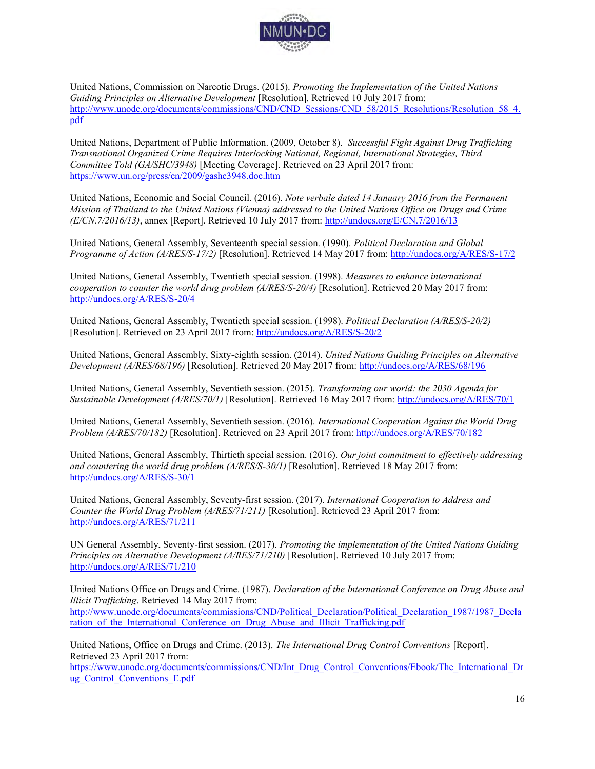United Nations, Commission on Narcotic Drugs. (2015). *Promoting the Implementation of the United Nations Guiding Principles on Alternative Development* [Resolution]. Retrieved 10 July 2017 from: http://www.unodc.org/documents/commissions/CND/CND_Sessions/CND_58/2015_Resolutions/Resolution_58_4.pdf

United Nations, Department of Public Information. (2009, October 8). *Successful Fight Against Drug Trafficking Transnational Organized Crime Requires Interlocking National, Regional, International Strategies, Third Committee Told (GA/SHC/3948)* [Meeting Coverage]. Retrieved on 23 April 2017 from: https://www.un.org/press/en/2009/gashc3948.doc.htm

United Nations, Economic and Social Council. (2016). *Note verbale dated 14 January 2016 from the Permanent Mission of Thailand to the United Nations (Vienna) addressed to the United Nations Office on Drugs and Crime (E/CN.7/2016/13)*, annex [Report]. Retrieved 10 July 2017 from: http://undocs.org/E/CN.7/2016/13

United Nations, General Assembly, Seventeenth special session. (1990). *Political Declaration and Global Programme of Action (A/RES/S-17/2)* [Resolution]. Retrieved 14 May 2017 from: http://undocs.org/A/RES/S-17/2

United Nations, General Assembly, Twentieth special session. (1998). *Measures to enhance international cooperation to counter the world drug problem (A/RES/S-20/4)* [Resolution]. Retrieved 20 May 2017 from: http://undocs.org/A/RES/S-20/4

United Nations, General Assembly, Twentieth special session. (1998). *Political Declaration (A/RES/S-20/2)* [Resolution]. Retrieved on 23 April 2017 from: http://undocs.org/A/RES/S-20/2

United Nations, General Assembly, Sixty-eighth session. (2014). *United Nations Guiding Principles on Alternative Development (A/RES/68/196)* [Resolution]. Retrieved 20 May 2017 from: http://undocs.org/A/RES/68/196

United Nations, General Assembly, Seventieth session. (2015). *Transforming our world: the 2030 Agenda for Sustainable Development (A/RES/70/1)* [Resolution]. Retrieved 16 May 2017 from: http://undocs.org/A/RES/70/1

United Nations, General Assembly, Seventieth session. (2016). *International Cooperation Against the World Drug Problem (A/RES/70/182)* [Resolution]. Retrieved on 23 April 2017 from: http://undocs.org/A/RES/70/182

United Nations, General Assembly, Thirtieth special session. (2016). *Our joint commitment to effectively addressing and countering the world drug problem (A/RES/S-30/1)* [Resolution]. Retrieved 18 May 2017 from: http://undocs.org/A/RES/S-30/1

United Nations, General Assembly, Seventy-first session. (2017). *International Cooperation to Address and Counter the World Drug Problem (A/RES/71/211)* [Resolution]. Retrieved 23 April 2017 from: http://undocs.org/A/RES/71/211

UN General Assembly, Seventy-first session. (2017). *Promoting the implementation of the United Nations Guiding Principles on Alternative Development (A/RES/71/210)* [Resolution]. Retrieved 10 July 2017 from: http://undocs.org/A/RES/71/210

United Nations Office on Drugs and Crime. (1987). *Declaration of the International Conference on Drug Abuse and Illicit Trafficking*. Retrieved 14 May 2017 from: http://www.unodc.org/documents/commissions/CND/Political_Declaration/Political_Declaration_1987/1987_Declaration_of_the_International_Conference_on_Drug_Abuse_and_Illicit_Trafficking.pdf

United Nations, Office on Drugs and Crime. (2013). *The International Drug Control Conventions* [Report]. Retrieved 23 April 2017 from: https://www.unodc.org/documents/commissions/CND/Int_Drug_Control_Conventions/Ebook/The_International_Drug_Control_Conventions_E.pdf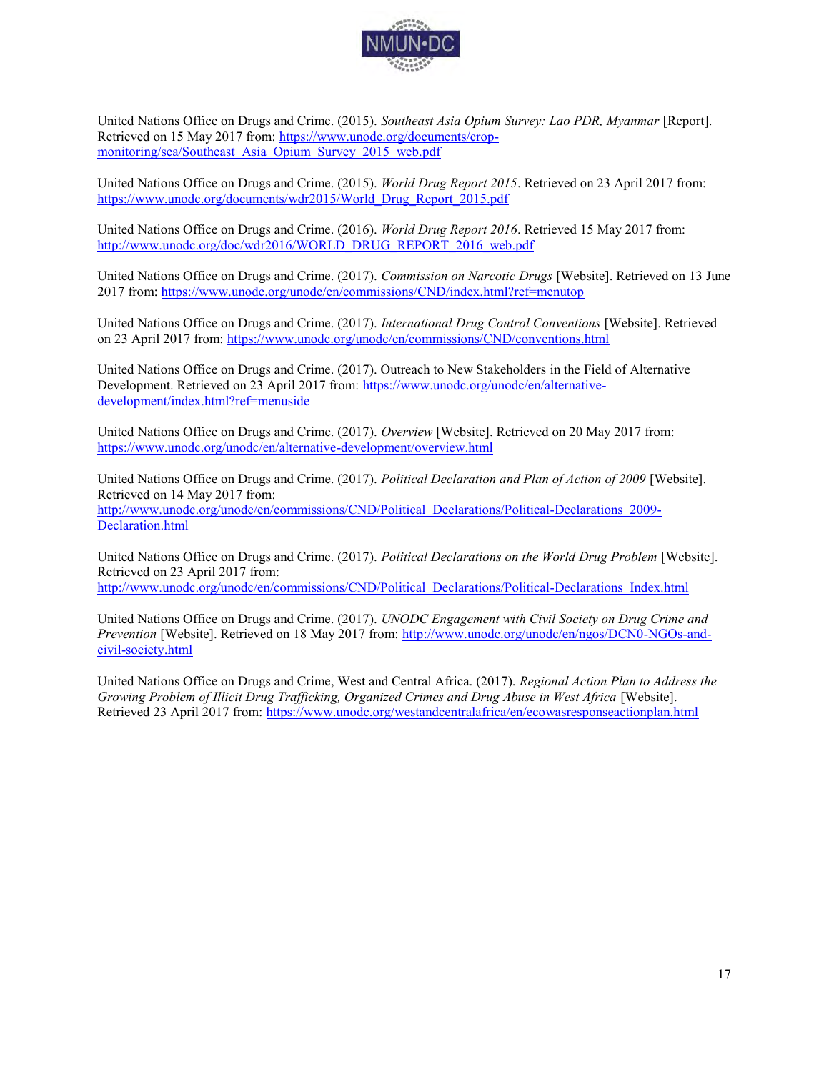United Nations Office on Drugs and Crime. (2015). *Southeast Asia Opium Survey: Lao PDR, Myanmar* [Report]. Retrieved on 15 May 2017 from: https://www.unodc.org/documents/crop-monitoring/sea/Southeast_Asia_Opium_Survey_2015_web.pdf

United Nations Office on Drugs and Crime. (2015). *World Drug Report 2015*. Retrieved on 23 April 2017 from: https://www.unodc.org/documents/wdr2015/World_Drug_Report_2015.pdf

United Nations Office on Drugs and Crime. (2016). *World Drug Report 2016*. Retrieved 15 May 2017 from: http://www.unodc.org/doc/wdr2016/WORLD_DRUG_REPORT_2016_web.pdf

United Nations Office on Drugs and Crime. (2017). *Commission on Narcotic Drugs* [Website]. Retrieved on 13 June 2017 from: https://www.unodc.org/unodc/en/commissions/CND/index.html?ref=menutop

United Nations Office on Drugs and Crime. (2017). *International Drug Control Conventions* [Website]. Retrieved on 23 April 2017 from: https://www.unodc.org/unodc/en/commissions/CND/conventions.html

United Nations Office on Drugs and Crime. (2017). Outreach to New Stakeholders in the Field of Alternative Development. Retrieved on 23 April 2017 from: https://www.unodc.org/unodc/en/alternative-development/index.html?ref=menuside

United Nations Office on Drugs and Crime. (2017). *Overview* [Website]. Retrieved on 20 May 2017 from: https://www.unodc.org/unodc/en/alternative-development/overview.html

United Nations Office on Drugs and Crime. (2017). *Political Declaration and Plan of Action of 2009* [Website]. Retrieved on 14 May 2017 from: http://www.unodc.org/unodc/en/commissions/CND/Political_Declarations/Political-Declarations_2009-Declaration.html

United Nations Office on Drugs and Crime. (2017). *Political Declarations on the World Drug Problem* [Website]. Retrieved on 23 April 2017 from: http://www.unodc.org/unodc/en/commissions/CND/Political_Declarations/Political-Declarations_Index.html

United Nations Office on Drugs and Crime. (2017). *UNODC Engagement with Civil Society on Drug Crime and Prevention* [Website]. Retrieved on 18 May 2017 from: http://www.unodc.org/unodc/en/ngos/DCN0-NGOs-and-civil-society.html

United Nations Office on Drugs and Crime, West and Central Africa. (2017). *Regional Action Plan to Address the Growing Problem of Illicit Drug Trafficking, Organized Crimes and Drug Abuse in West Africa* [Website]. Retrieved 23 April 2017 from: https://www.unodc.org/westandcentralafrica/en/ecowasresponseactionplan.html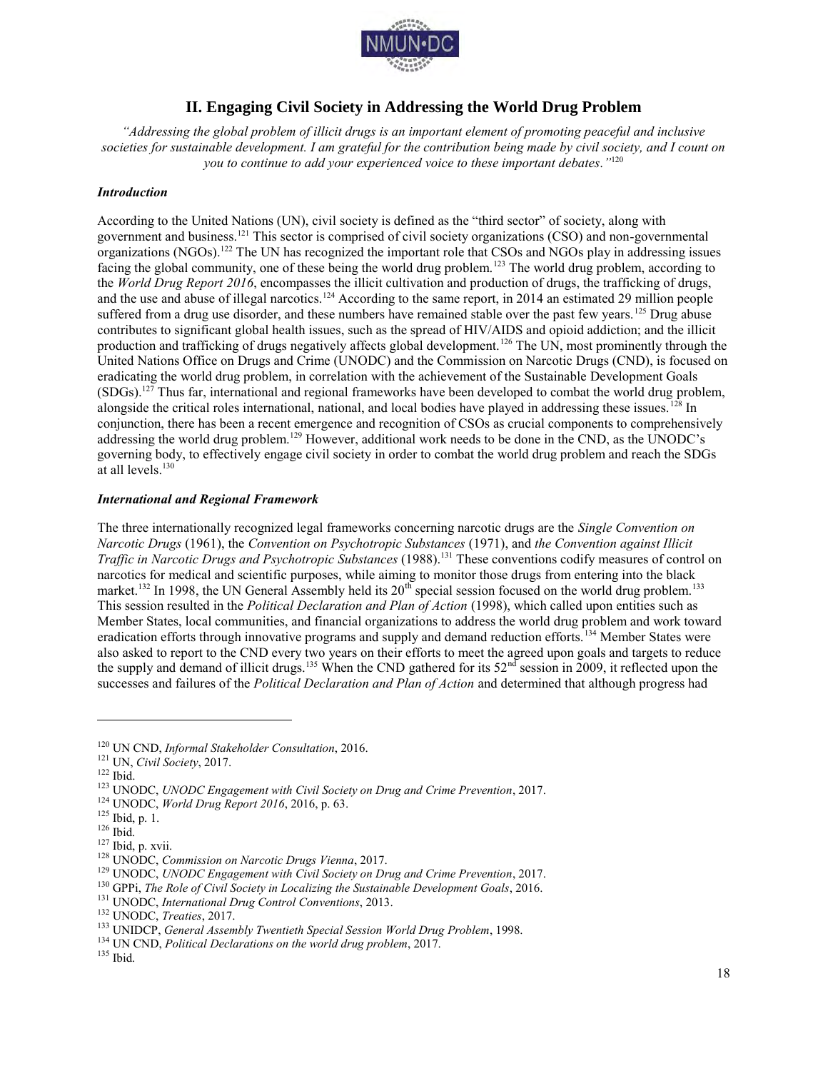## II. Engaging Civil Society in Addressing the World Drug Problem

*"Addressing the global problem of illicit drugs is an important element of promoting peaceful and inclusive societies for sustainable development. I am grateful for the contribution being made by civil society, and I count on you to continue to add your experienced voice to these important debates."*[120]

### *Introduction*

According to the United Nations (UN), civil society is defined as the "third sector" of society, along with government and business.[121] This sector is comprised of civil society organizations (CSO) and non-governmental organizations (NGOs).[122] The UN has recognized the important role that CSOs and NGOs play in addressing issues facing the global community, one of these being the world drug problem.[123] The world drug problem, according to the *World Drug Report 2016*, encompasses the illicit cultivation and production of drugs, the trafficking of drugs, and the use and abuse of illegal narcotics.[124] According to the same report, in 2014 an estimated 29 million people suffered from a drug use disorder, and these numbers have remained stable over the past few years.[125] Drug abuse contributes to significant global health issues, such as the spread of HIV/AIDS and opioid addiction; and the illicit production and trafficking of drugs negatively affects global development.[126] The UN, most prominently through the United Nations Office on Drugs and Crime (UNODC) and the Commission on Narcotic Drugs (CND), is focused on eradicating the world drug problem, in correlation with the achievement of the Sustainable Development Goals (SDGs).[127] Thus far, international and regional frameworks have been developed to combat the world drug problem, alongside the critical roles international, national, and local bodies have played in addressing these issues.[128] In conjunction, there has been a recent emergence and recognition of CSOs as crucial components to comprehensively addressing the world drug problem.[129] However, additional work needs to be done in the CND, as the UNODC's governing body, to effectively engage civil society in order to combat the world drug problem and reach the SDGs at all levels.[130]

### *International and Regional Framework*

The three internationally recognized legal frameworks concerning narcotic drugs are the *Single Convention on Narcotic Drugs* (1961), the *Convention on Psychotropic Substances* (1971), and *the Convention against Illicit Traffic in Narcotic Drugs and Psychotropic Substances* (1988).[131] These conventions codify measures of control on narcotics for medical and scientific purposes, while aiming to monitor those drugs from entering into the black market.[132] In 1998, the UN General Assembly held its 20th special session focused on the world drug problem.[133] This session resulted in the *Political Declaration and Plan of Action* (1998), which called upon entities such as Member States, local communities, and financial organizations to address the world drug problem and work toward eradication efforts through innovative programs and supply and demand reduction efforts.[134] Member States were also asked to report to the CND every two years on their efforts to meet the agreed upon goals and targets to reduce the supply and demand of illicit drugs.[135] When the CND gathered for its 52nd session in 2009, it reflected upon the successes and failures of the *Political Declaration and Plan of Action* and determined that although progress had

---

[120] UN CND, *Informal Stakeholder Consultation*, 2016.
[121] UN, *Civil Society*, 2017.
[122] Ibid.
[123] UNODC, *UNODC Engagement with Civil Society on Drug and Crime Prevention*, 2017.
[124] UNODC, *World Drug Report 2016*, 2016, p. 63.
[125] Ibid, p. 1.
[126] Ibid.
[127] Ibid, p. xvii.
[128] UNODC, *Commission on Narcotic Drugs Vienna*, 2017.
[129] UNODC, *UNODC Engagement with Civil Society on Drug and Crime Prevention*, 2017.
[130] GPPi, *The Role of Civil Society in Localizing the Sustainable Development Goals*, 2016.
[131] UNODC, *International Drug Control Conventions*, 2013.
[132] UNODC, *Treaties*, 2017.
[133] UNIDCP, *General Assembly Twentieth Special Session World Drug Problem*, 1998.
[134] UN CND, *Political Declarations on the world drug problem*, 2017.
[135] Ibid.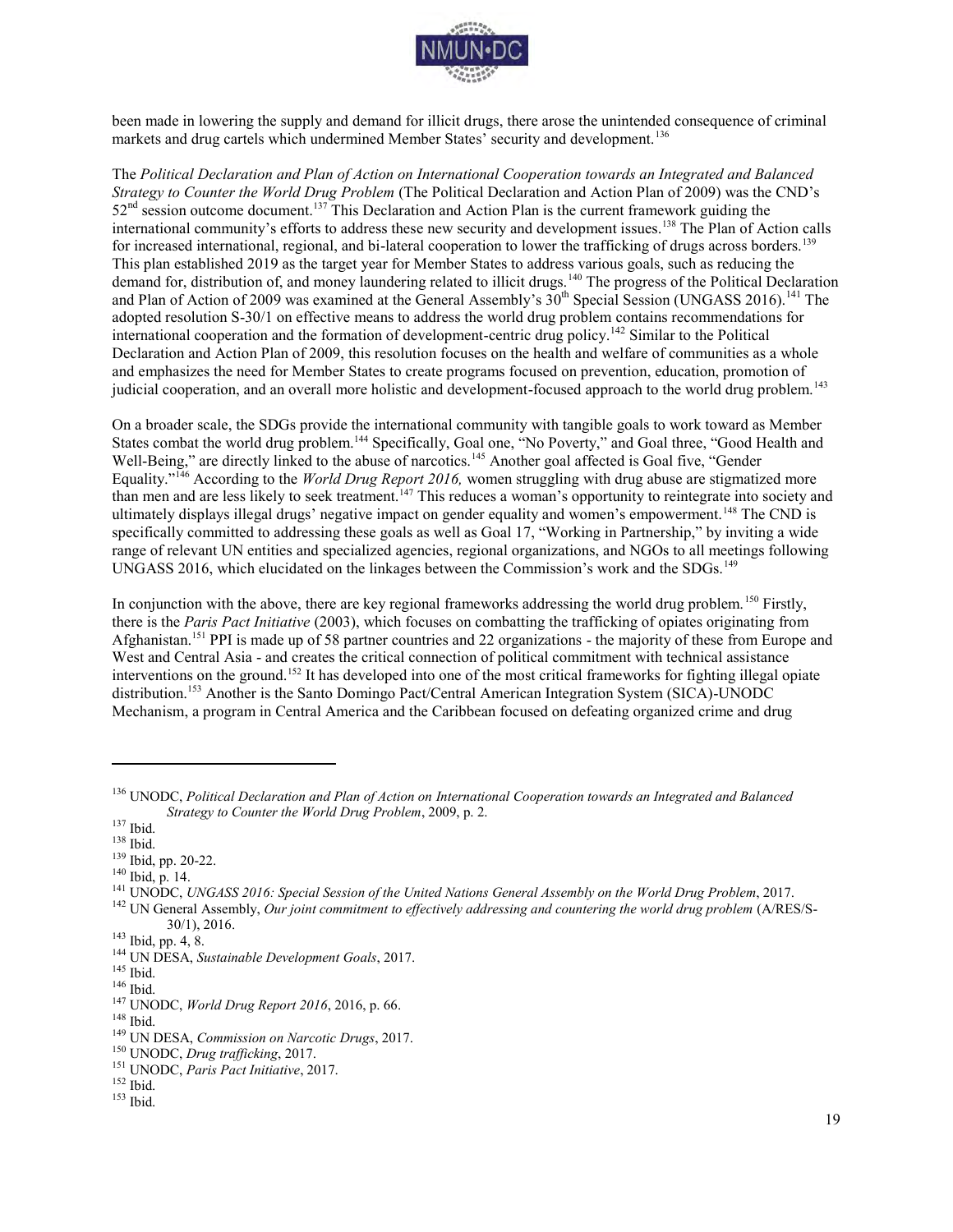been made in lowering the supply and demand for illicit drugs, there arose the unintended consequence of criminal markets and drug cartels which undermined Member States' security and development.[136]

The *Political Declaration and Plan of Action on International Cooperation towards an Integrated and Balanced Strategy to Counter the World Drug Problem* (The Political Declaration and Action Plan of 2009) was the CND's 52nd session outcome document.[137] This Declaration and Action Plan is the current framework guiding the international community's efforts to address these new security and development issues.[138] The Plan of Action calls for increased international, regional, and bi-lateral cooperation to lower the trafficking of drugs across borders.[139] This plan established 2019 as the target year for Member States to address various goals, such as reducing the demand for, distribution of, and money laundering related to illicit drugs.[140] The progress of the Political Declaration and Plan of Action of 2009 was examined at the General Assembly's 30th Special Session (UNGASS 2016).[141] The adopted resolution S-30/1 on effective means to address the world drug problem contains recommendations for international cooperation and the formation of development-centric drug policy.[142] Similar to the Political Declaration and Action Plan of 2009, this resolution focuses on the health and welfare of communities as a whole and emphasizes the need for Member States to create programs focused on prevention, education, promotion of judicial cooperation, and an overall more holistic and development-focused approach to the world drug problem.[143]

On a broader scale, the SDGs provide the international community with tangible goals to work toward as Member States combat the world drug problem.[144] Specifically, Goal one, "No Poverty," and Goal three, "Good Health and Well-Being," are directly linked to the abuse of narcotics.[145] Another goal affected is Goal five, "Gender Equality."[146] According to the *World Drug Report 2016,* women struggling with drug abuse are stigmatized more than men and are less likely to seek treatment.[147] This reduces a woman's opportunity to reintegrate into society and ultimately displays illegal drugs' negative impact on gender equality and women's empowerment.[148] The CND is specifically committed to addressing these goals as well as Goal 17, "Working in Partnership," by inviting a wide range of relevant UN entities and specialized agencies, regional organizations, and NGOs to all meetings following UNGASS 2016, which elucidated on the linkages between the Commission's work and the SDGs.[149]

In conjunction with the above, there are key regional frameworks addressing the world drug problem.[150] Firstly, there is the *Paris Pact Initiative* (2003), which focuses on combatting the trafficking of opiates originating from Afghanistan.[151] PPI is made up of 58 partner countries and 22 organizations - the majority of these from Europe and West and Central Asia - and creates the critical connection of political commitment with technical assistance interventions on the ground.[152] It has developed into one of the most critical frameworks for fighting illegal opiate distribution.[153] Another is the Santo Domingo Pact/Central American Integration System (SICA)-UNODC Mechanism, a program in Central America and the Caribbean focused on defeating organized crime and drug

---

[136] UNODC, *Political Declaration and Plan of Action on International Cooperation towards an Integrated and Balanced Strategy to Counter the World Drug Problem*, 2009, p. 2.

[137] Ibid.

[138] Ibid.

[139] Ibid, pp. 20-22.

[140] Ibid, p. 14.

[141] UNODC, *UNGASS 2016: Special Session of the United Nations General Assembly on the World Drug Problem*, 2017.

[142] UN General Assembly, *Our joint commitment to effectively addressing and countering the world drug problem* (A/RES/S-30/1), 2016.

[143] Ibid, pp. 4, 8.

[144] UN DESA, *Sustainable Development Goals*, 2017.

[145] Ibid.

[146] Ibid.

[147] UNODC, *World Drug Report 2016*, 2016, p. 66.

[148] Ibid.

[149] UN DESA, *Commission on Narcotic Drugs*, 2017.

[150] UNODC, *Drug trafficking*, 2017.

[151] UNODC, *Paris Pact Initiative*, 2017.

[152] Ibid.

[153] Ibid.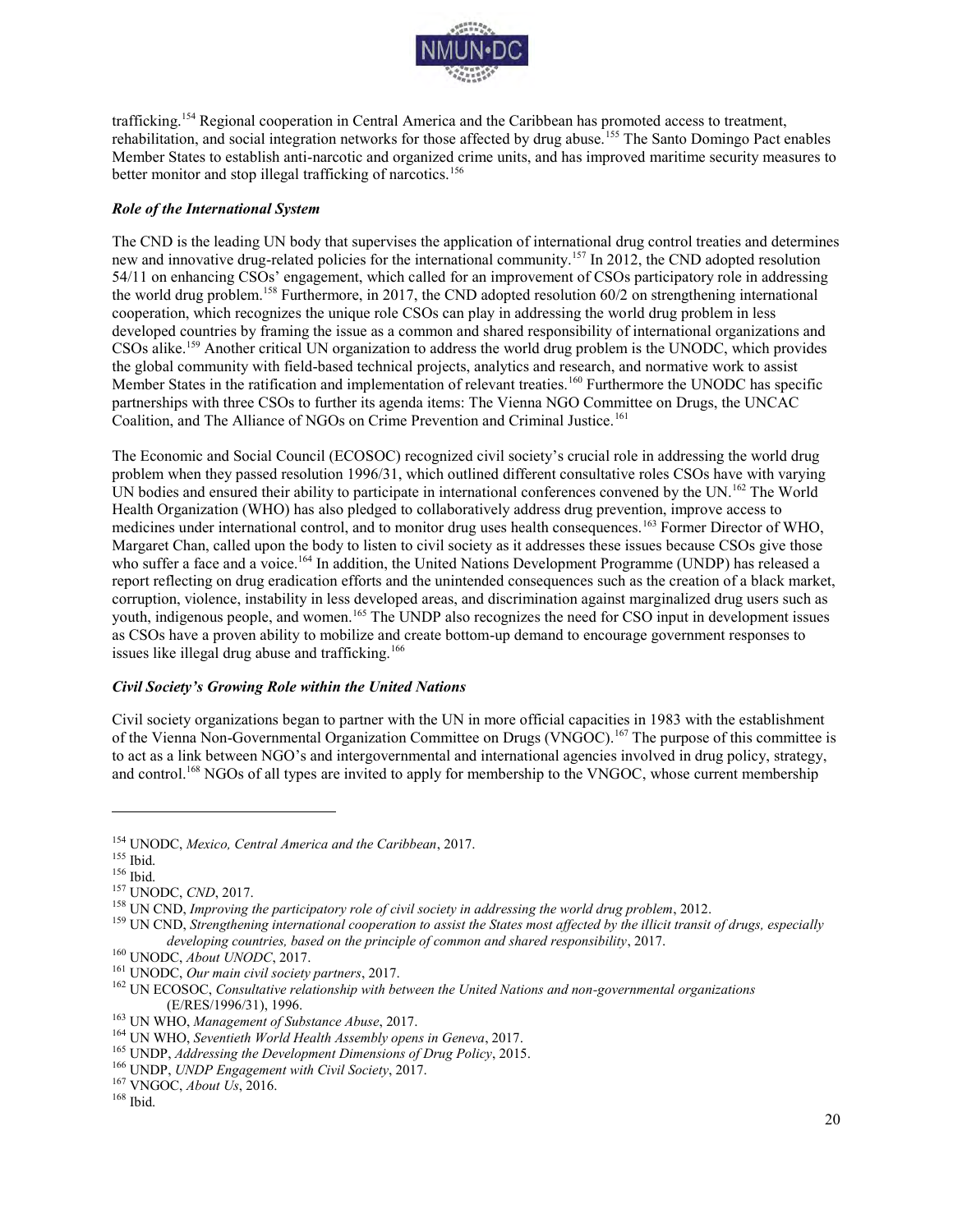trafficking.[154] Regional cooperation in Central America and the Caribbean has promoted access to treatment, rehabilitation, and social integration networks for those affected by drug abuse.[155] The Santo Domingo Pact enables Member States to establish anti-narcotic and organized crime units, and has improved maritime security measures to better monitor and stop illegal trafficking of narcotics.[156]

### *Role of the International System*

The CND is the leading UN body that supervises the application of international drug control treaties and determines new and innovative drug-related policies for the international community.[157] In 2012, the CND adopted resolution 54/11 on enhancing CSOs' engagement, which called for an improvement of CSOs participatory role in addressing the world drug problem.[158] Furthermore, in 2017, the CND adopted resolution 60/2 on strengthening international cooperation, which recognizes the unique role CSOs can play in addressing the world drug problem in less developed countries by framing the issue as a common and shared responsibility of international organizations and CSOs alike.[159] Another critical UN organization to address the world drug problem is the UNODC, which provides the global community with field-based technical projects, analytics and research, and normative work to assist Member States in the ratification and implementation of relevant treaties.[160] Furthermore the UNODC has specific partnerships with three CSOs to further its agenda items: The Vienna NGO Committee on Drugs, the UNCAC Coalition, and The Alliance of NGOs on Crime Prevention and Criminal Justice.[161]

The Economic and Social Council (ECOSOC) recognized civil society's crucial role in addressing the world drug problem when they passed resolution 1996/31, which outlined different consultative roles CSOs have with varying UN bodies and ensured their ability to participate in international conferences convened by the UN.[162] The World Health Organization (WHO) has also pledged to collaboratively address drug prevention, improve access to medicines under international control, and to monitor drug uses health consequences.[163] Former Director of WHO, Margaret Chan, called upon the body to listen to civil society as it addresses these issues because CSOs give those who suffer a face and a voice.[164] In addition, the United Nations Development Programme (UNDP) has released a report reflecting on drug eradication efforts and the unintended consequences such as the creation of a black market, corruption, violence, instability in less developed areas, and discrimination against marginalized drug users such as youth, indigenous people, and women.[165] The UNDP also recognizes the need for CSO input in development issues as CSOs have a proven ability to mobilize and create bottom-up demand to encourage government responses to issues like illegal drug abuse and trafficking.[166]

### *Civil Society's Growing Role within the United Nations*

Civil society organizations began to partner with the UN in more official capacities in 1983 with the establishment of the Vienna Non-Governmental Organization Committee on Drugs (VNGOC).[167] The purpose of this committee is to act as a link between NGO's and intergovernmental and international agencies involved in drug policy, strategy, and control.[168] NGOs of all types are invited to apply for membership to the VNGOC, whose current membership

---

[154] UNODC, *Mexico, Central America and the Caribbean*, 2017.
[155] Ibid.
[156] Ibid.
[157] UNODC, *CND*, 2017.
[158] UN CND, *Improving the participatory role of civil society in addressing the world drug problem*, 2012.
[159] UN CND, *Strengthening international cooperation to assist the States most affected by the illicit transit of drugs, especially developing countries, based on the principle of common and shared responsibility*, 2017.
[160] UNODC, *About UNODC*, 2017.
[161] UNODC, *Our main civil society partners*, 2017.
[162] UN ECOSOC, *Consultative relationship with between the United Nations and non-governmental organizations* (E/RES/1996/31), 1996.
[163] UN WHO, *Management of Substance Abuse*, 2017.
[164] UN WHO, *Seventieth World Health Assembly opens in Geneva*, 2017.
[165] UNDP, *Addressing the Development Dimensions of Drug Policy*, 2015.
[166] UNDP, *UNDP Engagement with Civil Society*, 2017.
[167] VNGOC, *About Us*, 2016.
[168] Ibid.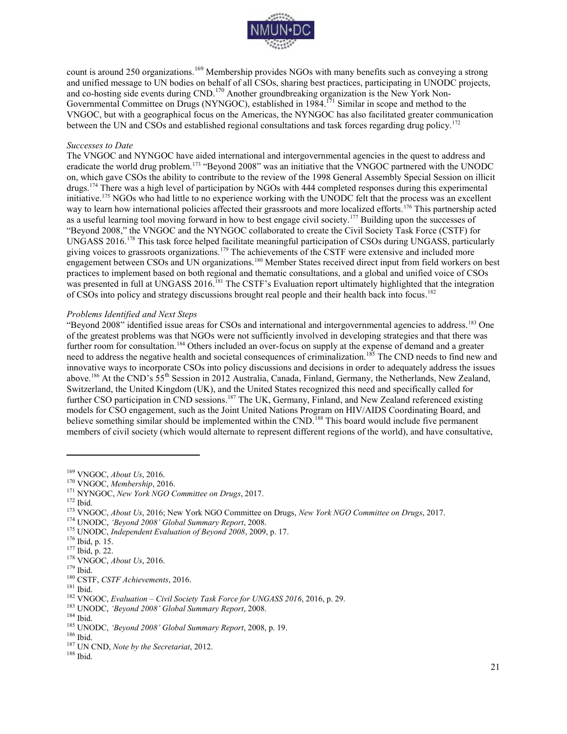count is around 250 organizations.[169] Membership provides NGOs with many benefits such as conveying a strong and unified message to UN bodies on behalf of all CSOs, sharing best practices, participating in UNODC projects, and co-hosting side events during CND.[170] Another groundbreaking organization is the New York Non-Governmental Committee on Drugs (NYNGOC), established in 1984.[171] Similar in scope and method to the VNGOC, but with a geographical focus on the Americas, the NYNGOC has also facilitated greater communication between the UN and CSOs and established regional consultations and task forces regarding drug policy.[172]

*Successes to Date*

The VNGOC and NYNGOC have aided international and intergovernmental agencies in the quest to address and eradicate the world drug problem.[173] "Beyond 2008" was an initiative that the VNGOC partnered with the UNODC on, which gave CSOs the ability to contribute to the review of the 1998 General Assembly Special Session on illicit drugs.[174] There was a high level of participation by NGOs with 444 completed responses during this experimental initiative.[175] NGOs who had little to no experience working with the UNODC felt that the process was an excellent way to learn how international policies affected their grassroots and more localized efforts.[176] This partnership acted as a useful learning tool moving forward in how to best engage civil society.[177] Building upon the successes of "Beyond 2008," the VNGOC and the NYNGOC collaborated to create the Civil Society Task Force (CSTF) for UNGASS 2016.[178] This task force helped facilitate meaningful participation of CSOs during UNGASS, particularly giving voices to grassroots organizations.[179] The achievements of the CSTF were extensive and included more engagement between CSOs and UN organizations.[180] Member States received direct input from field workers on best practices to implement based on both regional and thematic consultations, and a global and unified voice of CSOs was presented in full at UNGASS 2016.[181] The CSTF's Evaluation report ultimately highlighted that the integration of CSOs into policy and strategy discussions brought real people and their health back into focus.[182]

*Problems Identified and Next Steps*

"Beyond 2008" identified issue areas for CSOs and international and intergovernmental agencies to address.[183] One of the greatest problems was that NGOs were not sufficiently involved in developing strategies and that there was further room for consultation.[184] Others included an over-focus on supply at the expense of demand and a greater need to address the negative health and societal consequences of criminalization.[185] The CND needs to find new and innovative ways to incorporate CSOs into policy discussions and decisions in order to adequately address the issues above.[186] At the CND's 55th Session in 2012 Australia, Canada, Finland, Germany, the Netherlands, New Zealand, Switzerland, the United Kingdom (UK), and the United States recognized this need and specifically called for further CSO participation in CND sessions.[187] The UK, Germany, Finland, and New Zealand referenced existing models for CSO engagement, such as the Joint United Nations Program on HIV/AIDS Coordinating Board, and believe something similar should be implemented within the CND.[188] This board would include five permanent members of civil society (which would alternate to represent different regions of the world), and have consultative,

---

[169] VNGOC, *About Us*, 2016.
[170] VNGOC, *Membership*, 2016.
[171] NYNGOC, *New York NGO Committee on Drugs*, 2017.
[172] Ibid.
[173] VNGOC, *About Us*, 2016; New York NGO Committee on Drugs, *New York NGO Committee on Drugs*, 2017.
[174] UNODC, *'Beyond 2008' Global Summary Report*, 2008.
[175] UNODC, *Independent Evaluation of Beyond 2008*, 2009, p. 17.
[176] Ibid, p. 15.
[177] Ibid, p. 22.
[178] VNGOC, *About Us*, 2016.
[179] Ibid.
[180] CSTF, *CSTF Achievements*, 2016.
[181] Ibid.
[182] VNGOC, *Evaluation – Civil Society Task Force for UNGASS 2016*, 2016, p. 29.
[183] UNODC, *'Beyond 2008' Global Summary Report*, 2008.
[184] Ibid.
[185] UNODC, *'Beyond 2008' Global Summary Report*, 2008, p. 19.
[186] Ibid.
[187] UN CND, *Note by the Secretariat*, 2012.
[188] Ibid.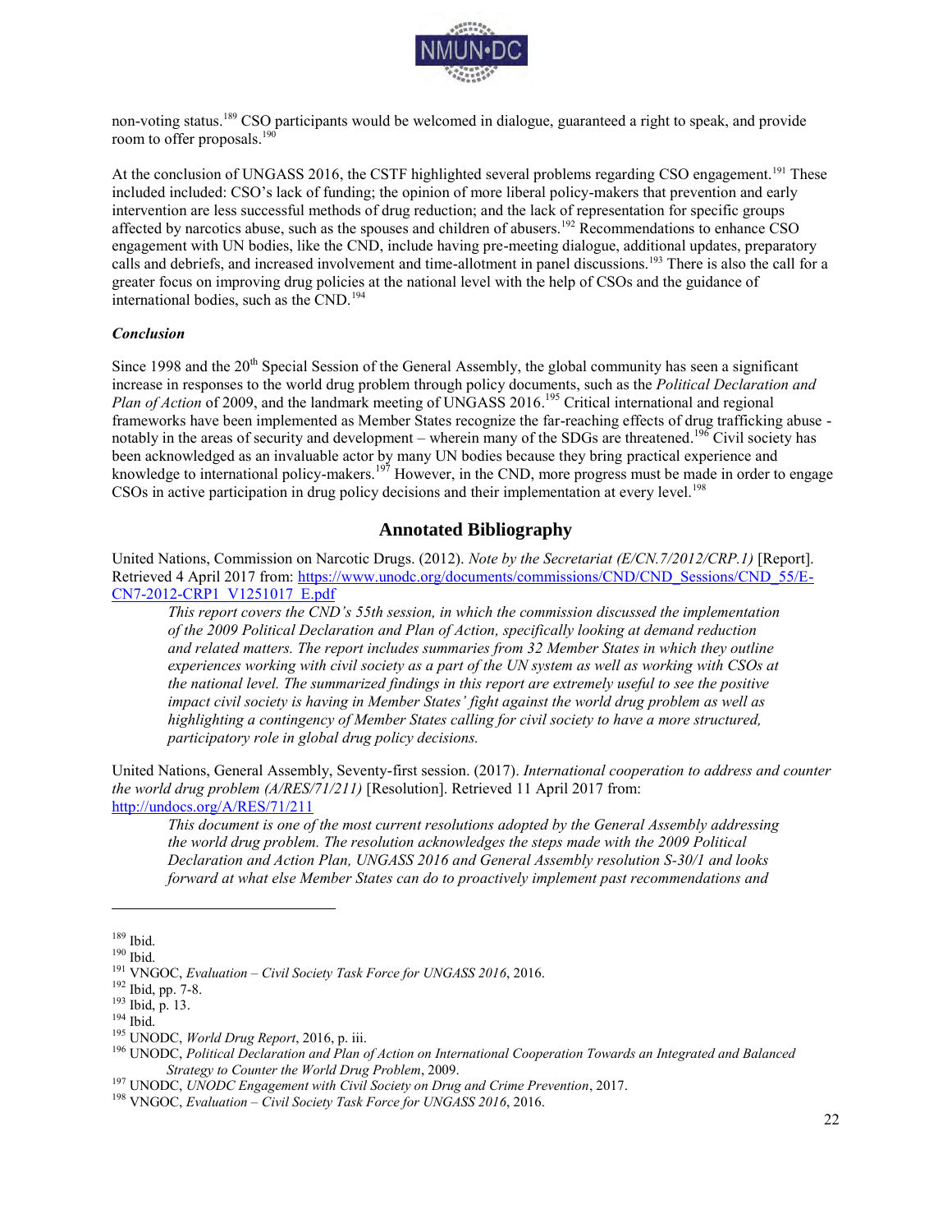non-voting status.[189] CSO participants would be welcomed in dialogue, guaranteed a right to speak, and provide room to offer proposals.[190]

At the conclusion of UNGASS 2016, the CSTF highlighted several problems regarding CSO engagement.[191] These included included: CSO's lack of funding; the opinion of more liberal policy-makers that prevention and early intervention are less successful methods of drug reduction; and the lack of representation for specific groups affected by narcotics abuse, such as the spouses and children of abusers.[192] Recommendations to enhance CSO engagement with UN bodies, like the CND, include having pre-meeting dialogue, additional updates, preparatory calls and debriefs, and increased involvement and time-allotment in panel discussions.[193] There is also the call for a greater focus on improving drug policies at the national level with the help of CSOs and the guidance of international bodies, such as the CND.[194]

#### *Conclusion*

Since 1998 and the 20th Special Session of the General Assembly, the global community has seen a significant increase in responses to the world drug problem through policy documents, such as the *Political Declaration and Plan of Action* of 2009, and the landmark meeting of UNGASS 2016.[195] Critical international and regional frameworks have been implemented as Member States recognize the far-reaching effects of drug trafficking abuse - notably in the areas of security and development – wherein many of the SDGs are threatened.[196] Civil society has been acknowledged as an invaluable actor by many UN bodies because they bring practical experience and knowledge to international policy-makers.[197] However, in the CND, more progress must be made in order to engage CSOs in active participation in drug policy decisions and their implementation at every level.[198]

## Annotated Bibliography

United Nations, Commission on Narcotic Drugs. (2012). *Note by the Secretariat (E/CN.7/2012/CRP.1)* [Report]. Retrieved 4 April 2017 from: https://www.unodc.org/documents/commissions/CND/CND_Sessions/CND_55/E-CN7-2012-CRP1_V1251017_E.pdf

> *This report covers the CND's 55th session, in which the commission discussed the implementation of the 2009 Political Declaration and Plan of Action, specifically looking at demand reduction and related matters. The report includes summaries from 32 Member States in which they outline experiences working with civil society as a part of the UN system as well as working with CSOs at the national level. The summarized findings in this report are extremely useful to see the positive impact civil society is having in Member States' fight against the world drug problem as well as highlighting a contingency of Member States calling for civil society to have a more structured, participatory role in global drug policy decisions.*

United Nations, General Assembly, Seventy-first session. (2017). *International cooperation to address and counter the world drug problem (A/RES/71/211)* [Resolution]. Retrieved 11 April 2017 from: http://undocs.org/A/RES/71/211

> *This document is one of the most current resolutions adopted by the General Assembly addressing the world drug problem. The resolution acknowledges the steps made with the 2009 Political Declaration and Action Plan, UNGASS 2016 and General Assembly resolution S-30/1 and looks forward at what else Member States can do to proactively implement past recommendations and*

---

[189] Ibid.
[190] Ibid.
[191] VNGOC, *Evaluation – Civil Society Task Force for UNGASS 2016*, 2016.
[192] Ibid, pp. 7-8.
[193] Ibid, p. 13.
[194] Ibid.
[195] UNODC, *World Drug Report*, 2016, p. iii.
[196] UNODC, *Political Declaration and Plan of Action on International Cooperation Towards an Integrated and Balanced Strategy to Counter the World Drug Problem*, 2009.
[197] UNODC, *UNODC Engagement with Civil Society on Drug and Crime Prevention*, 2017.
[198] VNGOC, *Evaluation – Civil Society Task Force for UNGASS 2016*, 2016.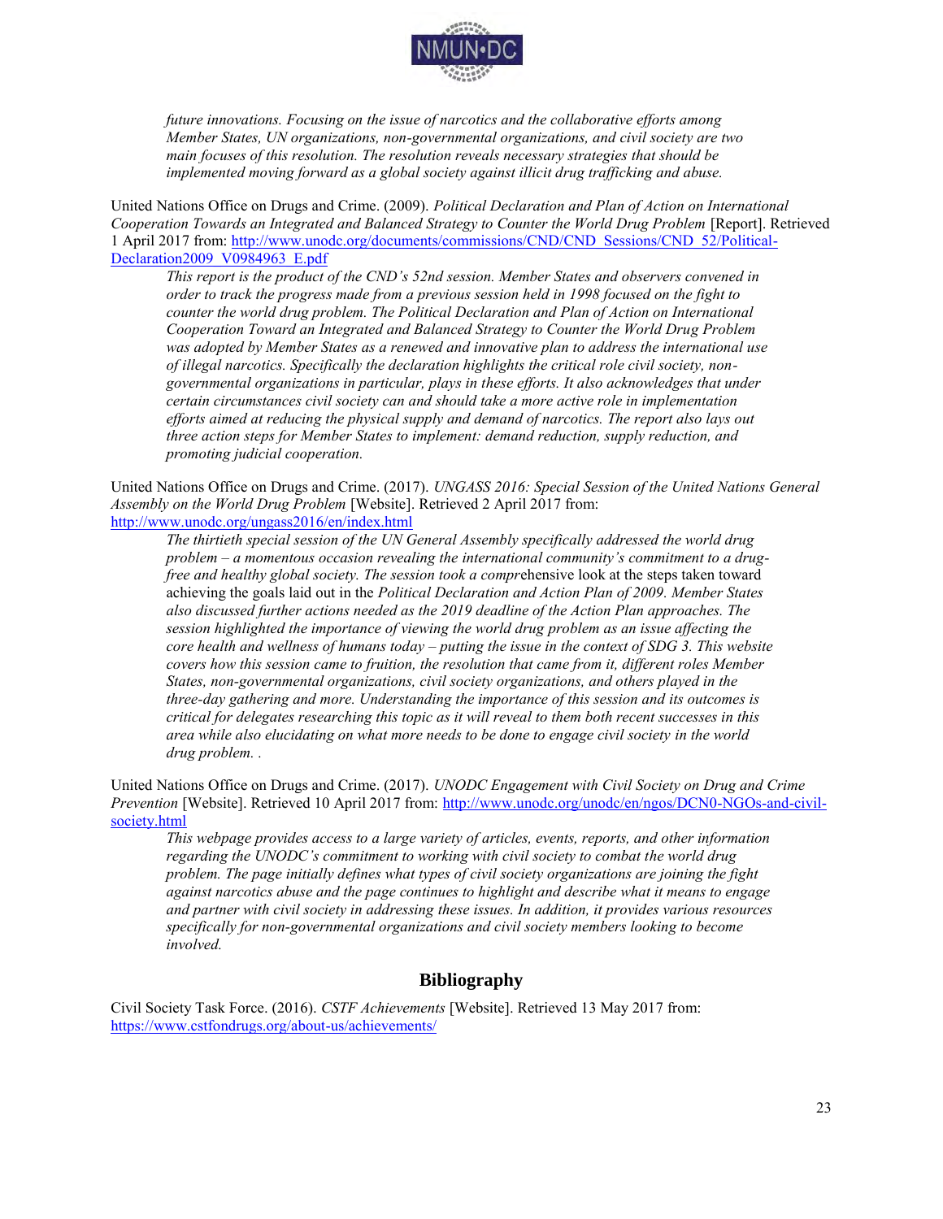*future innovations. Focusing on the issue of narcotics and the collaborative efforts among Member States, UN organizations, non-governmental organizations, and civil society are two main focuses of this resolution. The resolution reveals necessary strategies that should be implemented moving forward as a global society against illicit drug trafficking and abuse.*

United Nations Office on Drugs and Crime. (2009). *Political Declaration and Plan of Action on International Cooperation Towards an Integrated and Balanced Strategy to Counter the World Drug Problem* [Report]. Retrieved 1 April 2017 from: http://www.unodc.org/documents/commissions/CND/CND_Sessions/CND_52/Political-Declaration2009_V0984963_E.pdf

*This report is the product of the CND's 52nd session. Member States and observers convened in order to track the progress made from a previous session held in 1998 focused on the fight to counter the world drug problem. The Political Declaration and Plan of Action on International Cooperation Toward an Integrated and Balanced Strategy to Counter the World Drug Problem was adopted by Member States as a renewed and innovative plan to address the international use of illegal narcotics. Specifically the declaration highlights the critical role civil society, non-governmental organizations in particular, plays in these efforts. It also acknowledges that under certain circumstances civil society can and should take a more active role in implementation efforts aimed at reducing the physical supply and demand of narcotics. The report also lays out three action steps for Member States to implement: demand reduction, supply reduction, and promoting judicial cooperation.*

United Nations Office on Drugs and Crime. (2017). *UNGASS 2016: Special Session of the United Nations General Assembly on the World Drug Problem* [Website]. Retrieved 2 April 2017 from: http://www.unodc.org/ungass2016/en/index.html

*The thirtieth special session of the UN General Assembly specifically addressed the world drug problem – a momentous occasion revealing the international community's commitment to a drug-free and healthy global society. The session took a compre*hensive look at the steps taken toward achieving the goals laid out in the *Political Declaration and Action Plan of 2009. Member States also discussed further actions needed as the 2019 deadline of the Action Plan approaches. The session highlighted the importance of viewing the world drug problem as an issue affecting the core health and wellness of humans today – putting the issue in the context of SDG 3. This website covers how this session came to fruition, the resolution that came from it, different roles Member States, non-governmental organizations, civil society organizations, and others played in the three-day gathering and more. Understanding the importance of this session and its outcomes is critical for delegates researching this topic as it will reveal to them both recent successes in this area while also elucidating on what more needs to be done to engage civil society in the world drug problem. .*

United Nations Office on Drugs and Crime. (2017). *UNODC Engagement with Civil Society on Drug and Crime Prevention* [Website]. Retrieved 10 April 2017 from: http://www.unodc.org/unodc/en/ngos/DCN0-NGOs-and-civil-society.html

*This webpage provides access to a large variety of articles, events, reports, and other information regarding the UNODC's commitment to working with civil society to combat the world drug problem. The page initially defines what types of civil society organizations are joining the fight against narcotics abuse and the page continues to highlight and describe what it means to engage and partner with civil society in addressing these issues. In addition, it provides various resources specifically for non-governmental organizations and civil society members looking to become involved.*

## Bibliography

Civil Society Task Force. (2016). *CSTF Achievements* [Website]. Retrieved 13 May 2017 from: https://www.cstfondrugs.org/about-us/achievements/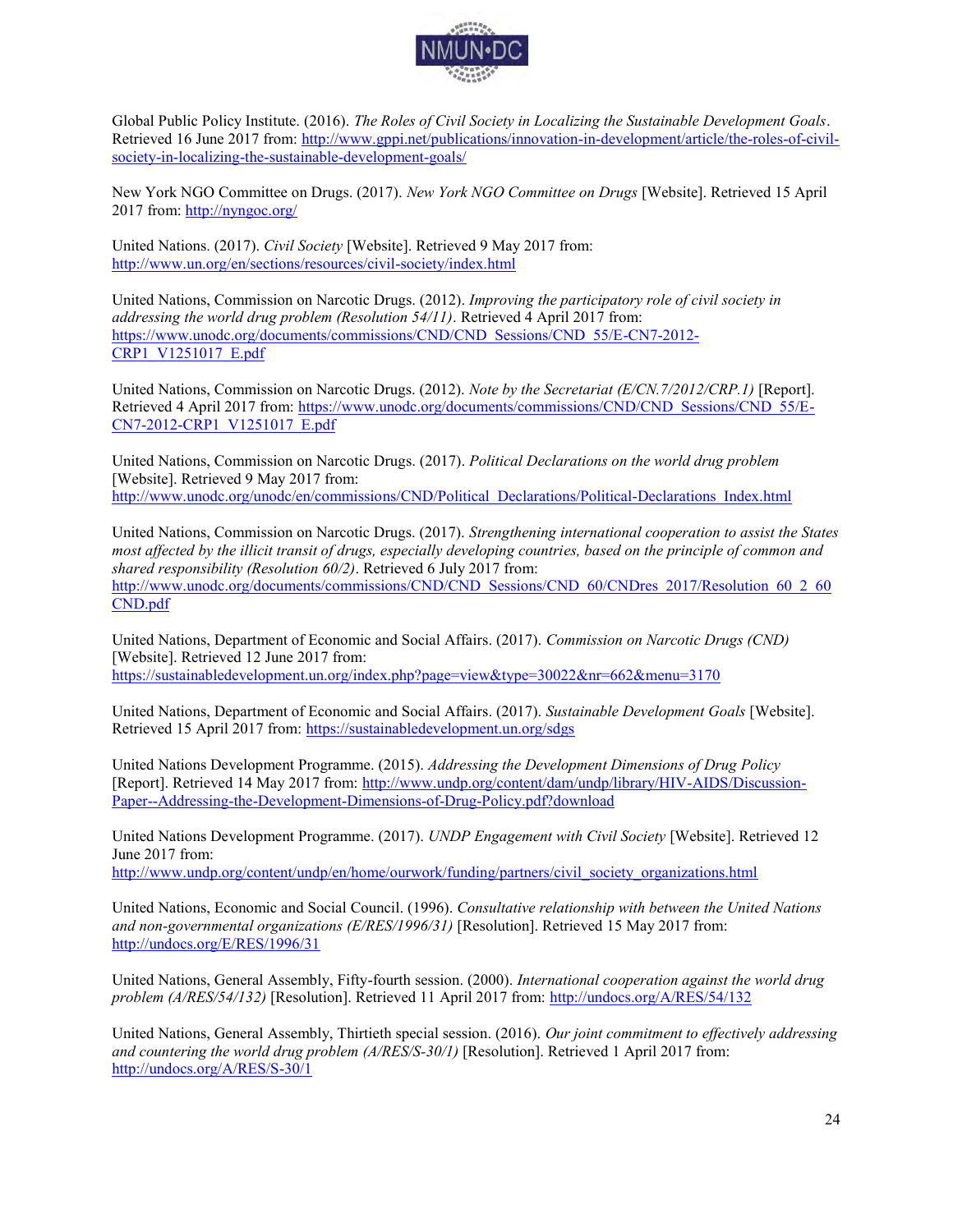Global Public Policy Institute. (2016). *The Roles of Civil Society in Localizing the Sustainable Development Goals*. Retrieved 16 June 2017 from: http://www.gppi.net/publications/innovation-in-development/article/the-roles-of-civil-society-in-localizing-the-sustainable-development-goals/

New York NGO Committee on Drugs. (2017). *New York NGO Committee on Drugs* [Website]. Retrieved 15 April 2017 from: http://nyngoc.org/

United Nations. (2017). *Civil Society* [Website]. Retrieved 9 May 2017 from: http://www.un.org/en/sections/resources/civil-society/index.html

United Nations, Commission on Narcotic Drugs. (2012). *Improving the participatory role of civil society in addressing the world drug problem (Resolution 54/11)*. Retrieved 4 April 2017 from: https://www.unodc.org/documents/commissions/CND/CND_Sessions/CND_55/E-CN7-2012-CRP1_V1251017_E.pdf

United Nations, Commission on Narcotic Drugs. (2012). *Note by the Secretariat (E/CN.7/2012/CRP.1)* [Report]. Retrieved 4 April 2017 from: https://www.unodc.org/documents/commissions/CND/CND_Sessions/CND_55/E-CN7-2012-CRP1_V1251017_E.pdf

United Nations, Commission on Narcotic Drugs. (2017). *Political Declarations on the world drug problem* [Website]. Retrieved 9 May 2017 from: http://www.unodc.org/unodc/en/commissions/CND/Political_Declarations/Political-Declarations_Index.html

United Nations, Commission on Narcotic Drugs. (2017). *Strengthening international cooperation to assist the States most affected by the illicit transit of drugs, especially developing countries, based on the principle of common and shared responsibility (Resolution 60/2)*. Retrieved 6 July 2017 from: http://www.unodc.org/documents/commissions/CND/CND_Sessions/CND_60/CNDres_2017/Resolution_60_2_60CND.pdf

United Nations, Department of Economic and Social Affairs. (2017). *Commission on Narcotic Drugs (CND)* [Website]. Retrieved 12 June 2017 from: https://sustainabledevelopment.un.org/index.php?page=view&type=30022&nr=662&menu=3170

United Nations, Department of Economic and Social Affairs. (2017). *Sustainable Development Goals* [Website]. Retrieved 15 April 2017 from: https://sustainabledevelopment.un.org/sdgs

United Nations Development Programme. (2015). *Addressing the Development Dimensions of Drug Policy* [Report]. Retrieved 14 May 2017 from: http://www.undp.org/content/dam/undp/library/HIV-AIDS/Discussion-Paper--Addressing-the-Development-Dimensions-of-Drug-Policy.pdf?download

United Nations Development Programme. (2017). *UNDP Engagement with Civil Society* [Website]. Retrieved 12 June 2017 from: http://www.undp.org/content/undp/en/home/ourwork/funding/partners/civil_society_organizations.html

United Nations, Economic and Social Council. (1996). *Consultative relationship with between the United Nations and non-governmental organizations (E/RES/1996/31)* [Resolution]. Retrieved 15 May 2017 from: http://undocs.org/E/RES/1996/31

United Nations, General Assembly, Fifty-fourth session. (2000). *International cooperation against the world drug problem (A/RES/54/132)* [Resolution]. Retrieved 11 April 2017 from: http://undocs.org/A/RES/54/132

United Nations, General Assembly, Thirtieth special session. (2016). *Our joint commitment to effectively addressing and countering the world drug problem (A/RES/S-30/1)* [Resolution]. Retrieved 1 April 2017 from: http://undocs.org/A/RES/S-30/1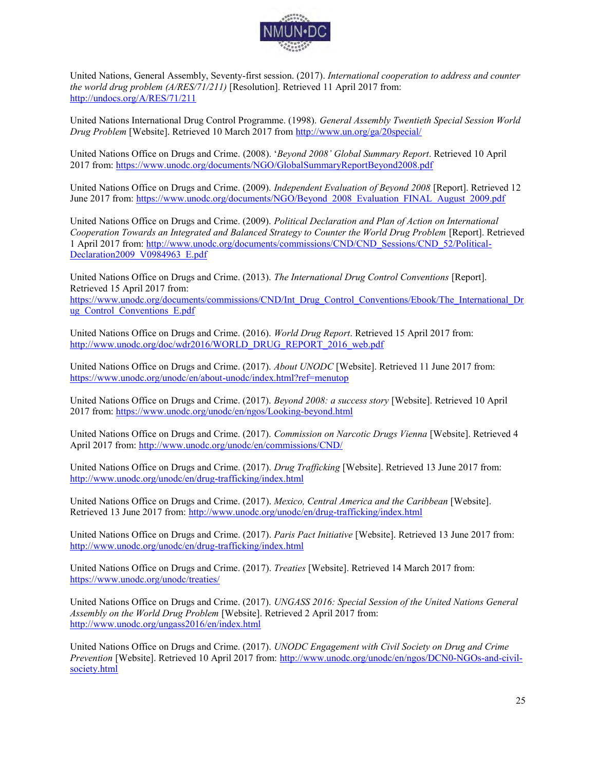United Nations, General Assembly, Seventy-first session. (2017). *International cooperation to address and counter the world drug problem (A/RES/71/211)* [Resolution]. Retrieved 11 April 2017 from: http://undocs.org/A/RES/71/211

United Nations International Drug Control Programme. (1998). *General Assembly Twentieth Special Session World Drug Problem* [Website]. Retrieved 10 March 2017 from http://www.un.org/ga/20special/

United Nations Office on Drugs and Crime. (2008). '*Beyond 2008' Global Summary Report*. Retrieved 10 April 2017 from: https://www.unodc.org/documents/NGO/GlobalSummaryReportBeyond2008.pdf

United Nations Office on Drugs and Crime. (2009). *Independent Evaluation of Beyond 2008* [Report]. Retrieved 12 June 2017 from: https://www.unodc.org/documents/NGO/Beyond_2008_Evaluation_FINAL_August_2009.pdf

United Nations Office on Drugs and Crime. (2009). *Political Declaration and Plan of Action on International Cooperation Towards an Integrated and Balanced Strategy to Counter the World Drug Problem* [Report]. Retrieved 1 April 2017 from: http://www.unodc.org/documents/commissions/CND/CND_Sessions/CND_52/Political-Declaration2009_V0984963_E.pdf

United Nations Office on Drugs and Crime. (2013). *The International Drug Control Conventions* [Report]. Retrieved 15 April 2017 from: https://www.unodc.org/documents/commissions/CND/Int_Drug_Control_Conventions/Ebook/The_International_Drug_Control_Conventions_E.pdf

United Nations Office on Drugs and Crime. (2016). *World Drug Report*. Retrieved 15 April 2017 from: http://www.unodc.org/doc/wdr2016/WORLD_DRUG_REPORT_2016_web.pdf

United Nations Office on Drugs and Crime. (2017). *About UNODC* [Website]. Retrieved 11 June 2017 from: https://www.unodc.org/unodc/en/about-unodc/index.html?ref=menutop

United Nations Office on Drugs and Crime. (2017). *Beyond 2008: a success story* [Website]. Retrieved 10 April 2017 from: https://www.unodc.org/unodc/en/ngos/Looking-beyond.html

United Nations Office on Drugs and Crime. (2017). *Commission on Narcotic Drugs Vienna* [Website]. Retrieved 4 April 2017 from: http://www.unodc.org/unodc/en/commissions/CND/

United Nations Office on Drugs and Crime. (2017). *Drug Trafficking* [Website]. Retrieved 13 June 2017 from: http://www.unodc.org/unodc/en/drug-trafficking/index.html

United Nations Office on Drugs and Crime. (2017). *Mexico, Central America and the Caribbean* [Website]. Retrieved 13 June 2017 from: http://www.unodc.org/unodc/en/drug-trafficking/index.html

United Nations Office on Drugs and Crime. (2017). *Paris Pact Initiative* [Website]. Retrieved 13 June 2017 from: http://www.unodc.org/unodc/en/drug-trafficking/index.html

United Nations Office on Drugs and Crime. (2017). *Treaties* [Website]. Retrieved 14 March 2017 from: https://www.unodc.org/unodc/treaties/

United Nations Office on Drugs and Crime. (2017). *UNGASS 2016: Special Session of the United Nations General Assembly on the World Drug Problem* [Website]. Retrieved 2 April 2017 from: http://www.unodc.org/ungass2016/en/index.html

United Nations Office on Drugs and Crime. (2017). *UNODC Engagement with Civil Society on Drug and Crime Prevention* [Website]. Retrieved 10 April 2017 from: http://www.unodc.org/unodc/en/ngos/DCN0-NGOs-and-civil-society.html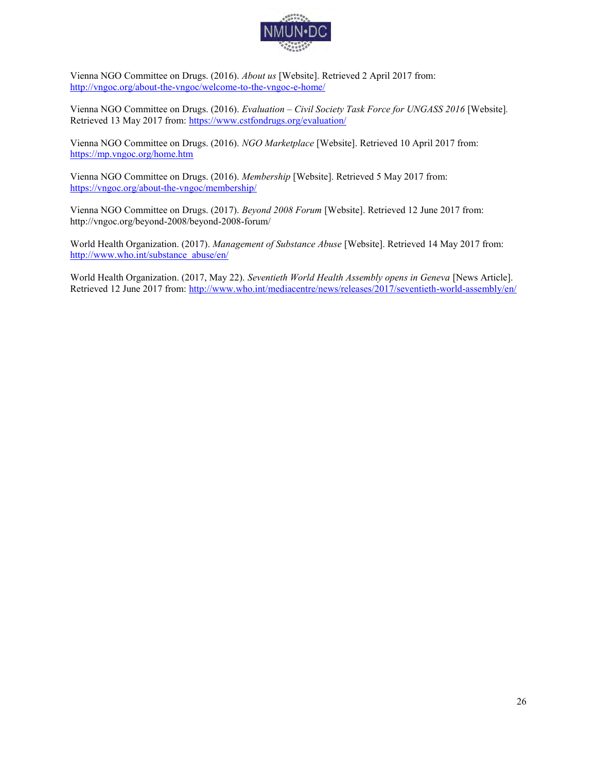Vienna NGO Committee on Drugs. (2016). *About us* [Website]. Retrieved 2 April 2017 from: http://vngoc.org/about-the-vngoc/welcome-to-the-vngoc-e-home/

Vienna NGO Committee on Drugs. (2016). *Evaluation – Civil Society Task Force for UNGASS 2016* [Website]. Retrieved 13 May 2017 from: https://www.cstfondrugs.org/evaluation/

Vienna NGO Committee on Drugs. (2016). *NGO Marketplace* [Website]. Retrieved 10 April 2017 from: https://mp.vngoc.org/home.htm

Vienna NGO Committee on Drugs. (2016). *Membership* [Website]. Retrieved 5 May 2017 from: https://vngoc.org/about-the-vngoc/membership/

Vienna NGO Committee on Drugs. (2017). *Beyond 2008 Forum* [Website]. Retrieved 12 June 2017 from: http://vngoc.org/beyond-2008/beyond-2008-forum/

World Health Organization. (2017). *Management of Substance Abuse* [Website]. Retrieved 14 May 2017 from: http://www.who.int/substance_abuse/en/

World Health Organization. (2017, May 22). *Seventieth World Health Assembly opens in Geneva* [News Article]. Retrieved 12 June 2017 from: http://www.who.int/mediacentre/news/releases/2017/seventieth-world-assembly/en/